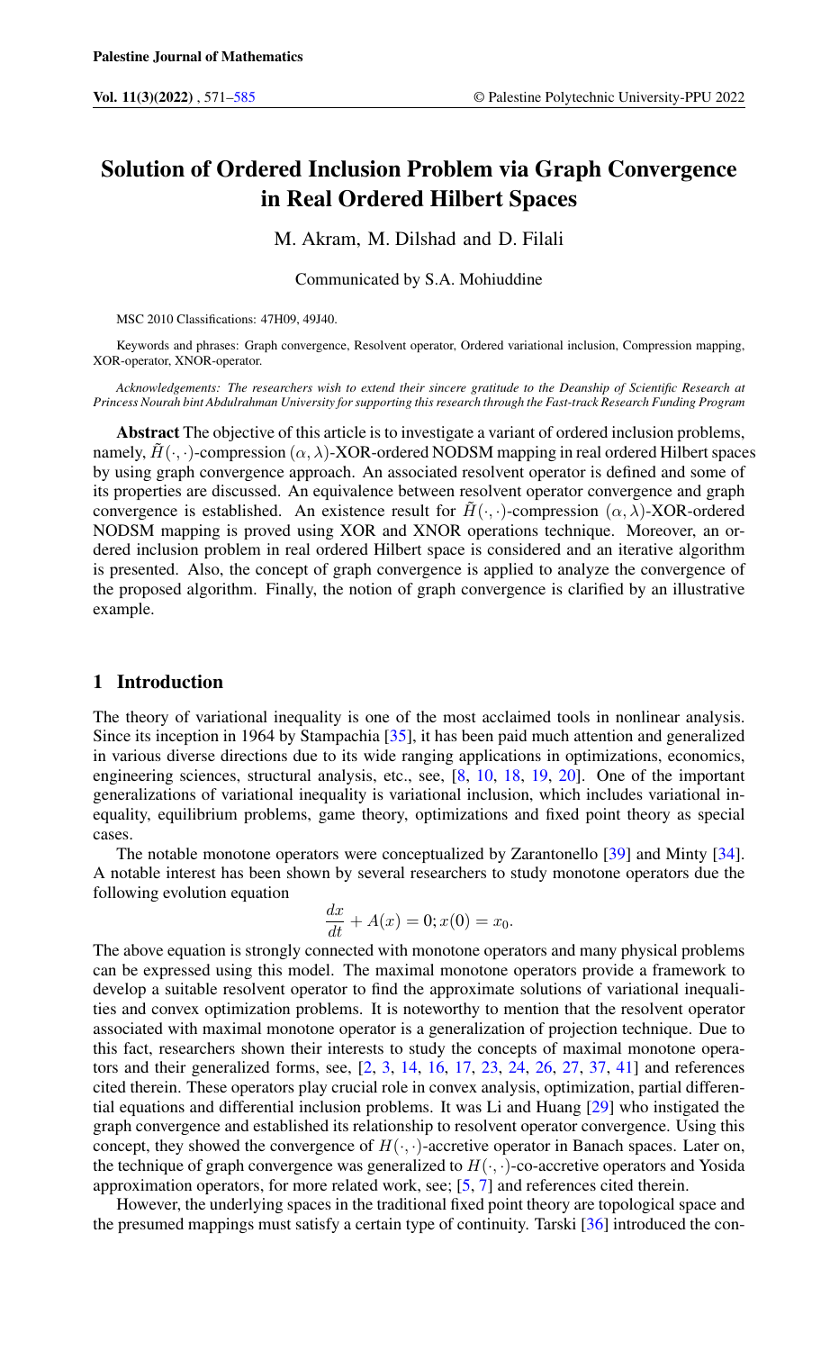# Solution of Ordered Inclusion Problem via Graph Convergence in Real Ordered Hilbert Spaces

M. Akram, M. Dilshad and D. Filali

Communicated by S.A. Mohiuddine

MSC 2010 Classifications: 47H09, 49J40.

Keywords and phrases: Graph convergence, Resolvent operator, Ordered variational inclusion, Compression mapping, XOR-operator, XNOR-operator.

*Acknowledgements: The researchers wish to extend their sincere gratitude to the Deanship of Scientific Research at Princess Nourah bint Abdulrahman University for supporting this research through the Fast-track Research Funding Program*

**Abstract** The objective of this article is to investigate a variant of ordered inclusion problems, namely, $\tilde{H}(\cdot,\cdot)$-compression $(\alpha,\lambda)$-XOR-ordered NODSM mapping in real ordered Hilbert spaces by using graph convergence approach. An associated resolvent operator is defined and some of its properties are discussed. An equivalence between resolvent operator convergence and graph convergence is established. An existence result for $\tilde{H}(\cdot,\cdot)$-compression $(\alpha,\lambda)$-XOR-ordered NODSM mapping is proved using XOR and XNOR operations technique. Moreover, an ordered inclusion problem in real ordered Hilbert space is considered and an iterative algorithm is presented. Also, the concept of graph convergence is applied to analyze the convergence of the proposed algorithm. Finally, the notion of graph convergence is clarified by an illustrative example.

## 1 Introduction

The theory of variational inequality is one of the most acclaimed tools in nonlinear analysis. Since its inception in 1964 by Stampachia [35], it has been paid much attention and generalized in various diverse directions due to its wide ranging applications in optimizations, economics, engineering sciences, structural analysis, etc., see, [8, 10, 18, 19, 20]. One of the important generalizations of variational inequality is variational inclusion, which includes variational inequality, equilibrium problems, game theory, optimizations and fixed point theory as special cases.

The notable monotone operators were conceptualized by Zarantonello [39] and Minty [34]. A notable interest has been shown by several researchers to study monotone operators due the following evolution equation

$$\frac{dx}{dt} + A(x) = 0; x(0) = x_0.$$

The above equation is strongly connected with monotone operators and many physical problems can be expressed using this model. The maximal monotone operators provide a framework to develop a suitable resolvent operator to find the approximate solutions of variational inequalities and convex optimization problems. It is noteworthy to mention that the resolvent operator associated with maximal monotone operator is a generalization of projection technique. Due to this fact, researchers shown their interests to study the concepts of maximal monotone operators and their generalized forms, see, [2, 3, 14, 16, 17, 23, 24, 26, 27, 37, 41] and references cited therein. These operators play crucial role in convex analysis, optimization, partial differential equations and differential inclusion problems. It was Li and Huang [29] who instigated the graph convergence and established its relationship to resolvent operator convergence. Using this concept, they showed the convergence of $H(\cdot,\cdot)$-accretive operator in Banach spaces. Later on, the technique of graph convergence was generalized to $H(\cdot,\cdot)$-co-accretive operators and Yosida approximation operators, for more related work, see; [5, 7] and references cited therein.

However, the underlying spaces in the traditional fixed point theory are topological space and the presumed mappings must satisfy a certain type of continuity. Tarski [36] introduced the con-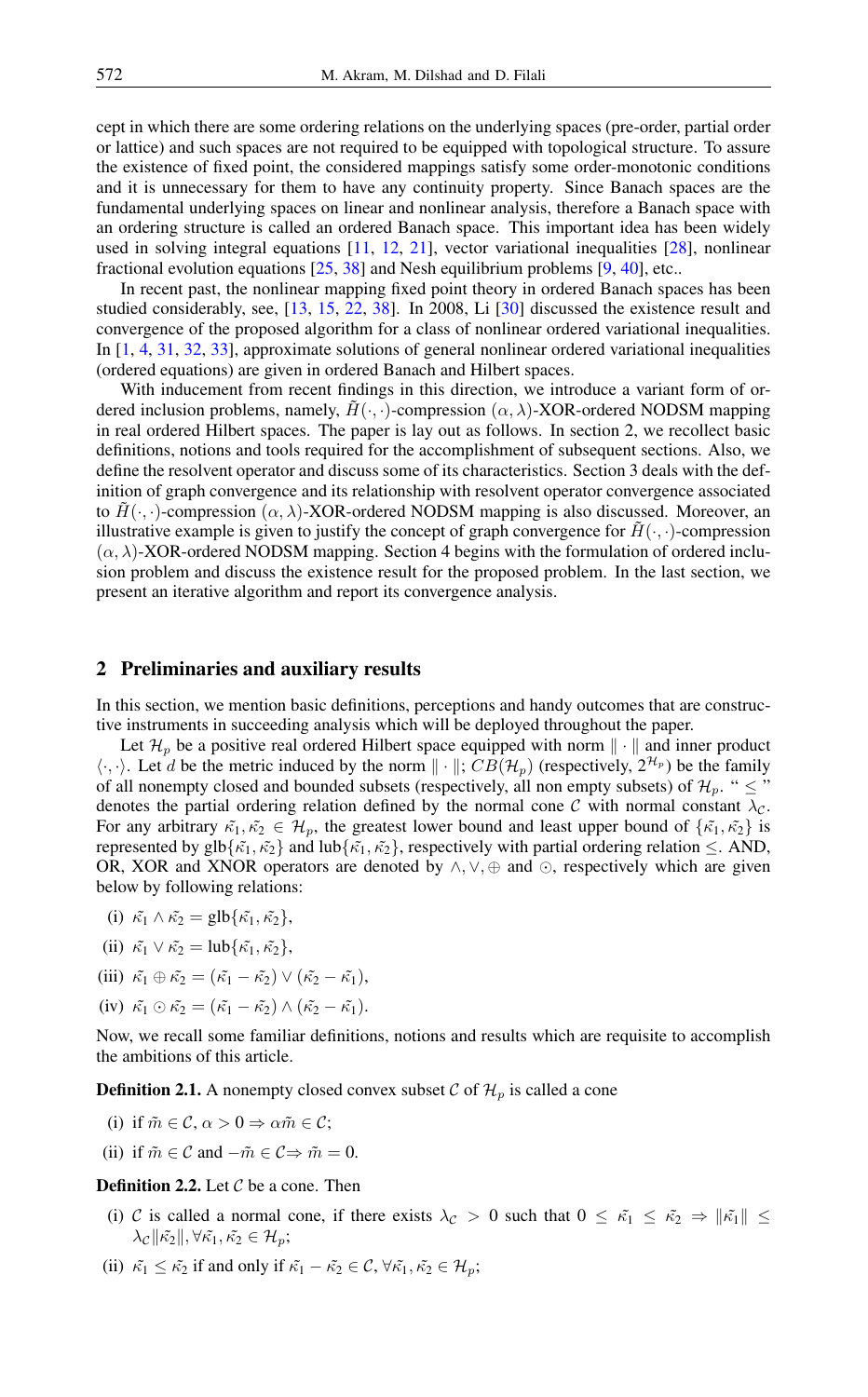cept in which there are some ordering relations on the underlying spaces (pre-order, partial order or lattice) and such spaces are not required to be equipped with topological structure. To assure the existence of fixed point, the considered mappings satisfy some order-monotonic conditions and it is unnecessary for them to have any continuity property. Since Banach spaces are the fundamental underlying spaces on linear and nonlinear analysis, therefore a Banach space with an ordering structure is called an ordered Banach space. This important idea has been widely used in solving integral equations [11, 12, 21], vector variational inequalities [28], nonlinear fractional evolution equations [25, 38] and Nesh equilibrium problems [9, 40], etc..

In recent past, the nonlinear mapping fixed point theory in ordered Banach spaces has been studied considerably, see, [13, 15, 22, 38]. In 2008, Li [30] discussed the existence result and convergence of the proposed algorithm for a class of nonlinear ordered variational inequalities. In [1, 4, 31, 32, 33], approximate solutions of general nonlinear ordered variational inequalities (ordered equations) are given in ordered Banach and Hilbert spaces.

With inducement from recent findings in this direction, we introduce a variant form of ordered inclusion problems, namely, $\tilde{H}(\cdot,\cdot)$-compression $(\alpha, \lambda)$-XOR-ordered NODSM mapping in real ordered Hilbert spaces. The paper is lay out as follows. In section 2, we recollect basic definitions, notions and tools required for the accomplishment of subsequent sections. Also, we define the resolvent operator and discuss some of its characteristics. Section 3 deals with the definition of graph convergence and its relationship with resolvent operator convergence associated to $\tilde{H}(\cdot,\cdot)$-compression $(\alpha, \lambda)$-XOR-ordered NODSM mapping is also discussed. Moreover, an illustrative example is given to justify the concept of graph convergence for $\tilde{H}(\cdot,\cdot)$-compression $(\alpha, \lambda)$-XOR-ordered NODSM mapping. Section 4 begins with the formulation of ordered inclusion problem and discuss the existence result for the proposed problem. In the last section, we present an iterative algorithm and report its convergence analysis.

## 2 Preliminaries and auxiliary results

In this section, we mention basic definitions, perceptions and handy outcomes that are constructive instruments in succeeding analysis which will be deployed throughout the paper.

Let $\mathcal{H}_p$ be a positive real ordered Hilbert space equipped with norm $\|\cdot\|$ and inner product $\langle\cdot,\cdot\rangle$. Let $d$ be the metric induced by the norm $\|\cdot\|$; $CB(\mathcal{H}_p)$ (respectively, $2^{\mathcal{H}_p}$) be the family of all nonempty closed and bounded subsets (respectively, all non empty subsets) of $\mathcal{H}_p$. " $\leq$ " denotes the partial ordering relation defined by the normal cone $\mathcal{C}$ with normal constant $\lambda_{\mathcal{C}}$. For any arbitrary $\tilde{\kappa_1}, \tilde{\kappa_2} \in \mathcal{H}_p$, the greatest lower bound and least upper bound of $\{\tilde{\kappa_1}, \tilde{\kappa_2}\}$ is represented by glb$\{\tilde{\kappa_1}, \tilde{\kappa_2}\}$ and lub$\{\tilde{\kappa_1}, \tilde{\kappa_2}\}$, respectively with partial ordering relation $\leq$. AND, OR, XOR and XNOR operators are denoted by $\wedge, \vee, \oplus$ and $\odot$, respectively which are given below by following relations:

(i) $\tilde{\kappa_1} \wedge \tilde{\kappa_2} = \text{glb}\{\tilde{\kappa_1}, \tilde{\kappa_2}\}$,

(ii) $\tilde{\kappa_1} \vee \tilde{\kappa_2} = \text{lub}\{\tilde{\kappa_1}, \tilde{\kappa_2}\}$,

(iii) $\tilde{\kappa_1} \oplus \tilde{\kappa_2} = (\tilde{\kappa_1} - \tilde{\kappa_2}) \vee (\tilde{\kappa_2} - \tilde{\kappa_1})$,

(iv) $\tilde{\kappa_1} \odot \tilde{\kappa_2} = (\tilde{\kappa_1} - \tilde{\kappa_2}) \wedge (\tilde{\kappa_2} - \tilde{\kappa_1})$.

Now, we recall some familiar definitions, notions and results which are requisite to accomplish the ambitions of this article.

**Definition 2.1.** A nonempty closed convex subset $\mathcal{C}$ of $\mathcal{H}_p$ is called a cone

(i) if $\tilde{m} \in \mathcal{C}$, $\alpha > 0 \Rightarrow \alpha\tilde{m} \in \mathcal{C}$;

(ii) if $\tilde{m} \in \mathcal{C}$ and $-\tilde{m} \in \mathcal{C} \Rightarrow \tilde{m} = 0$.

**Definition 2.2.** Let $\mathcal{C}$ be a cone. Then

(i) $\mathcal{C}$ is called a normal cone, if there exists $\lambda_{\mathcal{C}} > 0$ such that $0 \leq \tilde{\kappa_1} \leq \tilde{\kappa_2} \Rightarrow \|\tilde{\kappa_1}\| \leq \lambda_{\mathcal{C}}\|\tilde{\kappa_2}\|, \forall \tilde{\kappa_1}, \tilde{\kappa_2} \in \mathcal{H}_p$;

(ii) $\tilde{\kappa_1} \leq \tilde{\kappa_2}$ if and only if $\tilde{\kappa_1} - \tilde{\kappa_2} \in \mathcal{C}, \forall \tilde{\kappa_1}, \tilde{\kappa_2} \in \mathcal{H}_p$;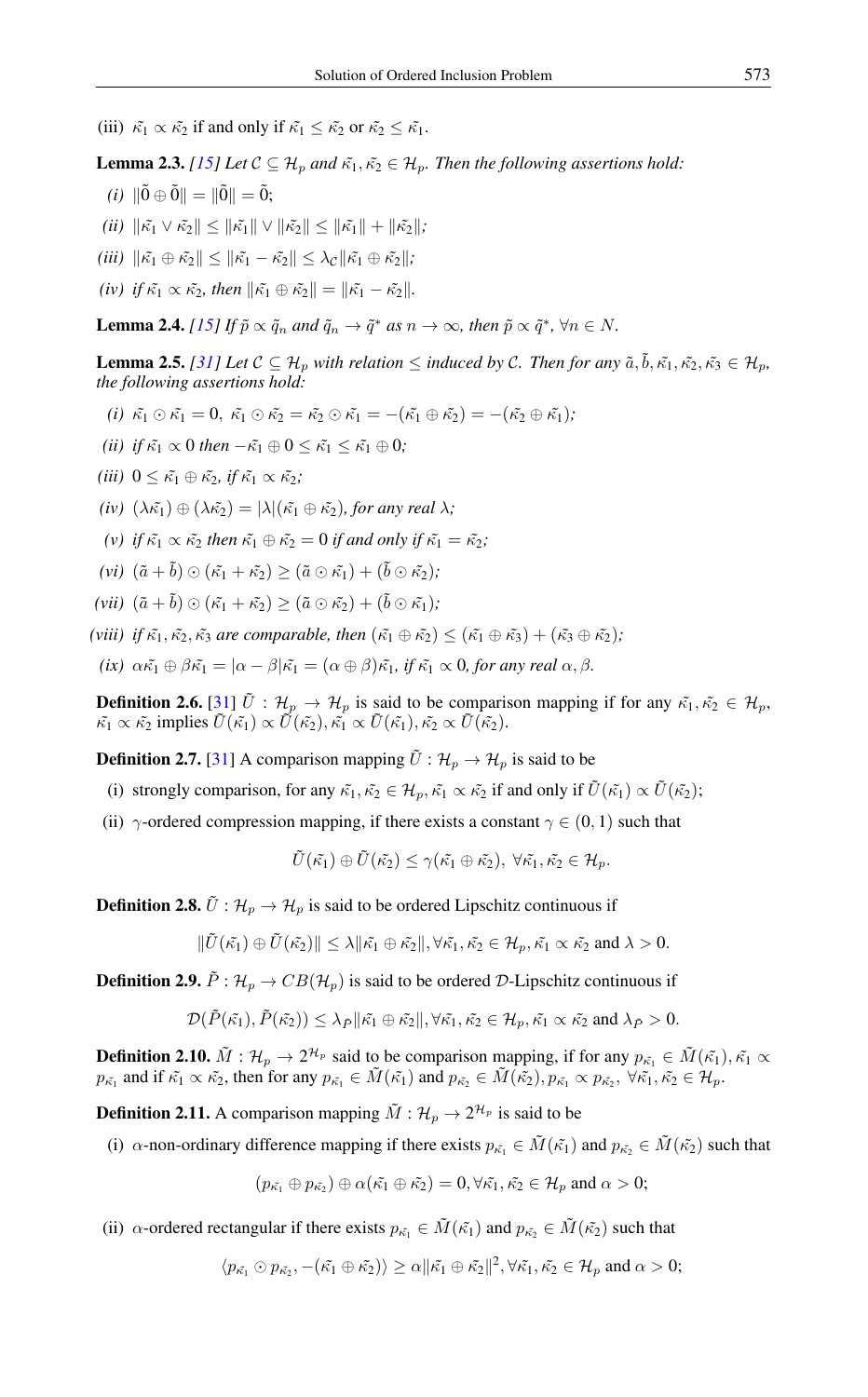(iii) $\tilde{\kappa_1} \propto \tilde{\kappa_2}$ if and only if $\tilde{\kappa_1} \leq \tilde{\kappa_2}$ or $\tilde{\kappa_2} \leq \tilde{\kappa_1}$.

**Lemma 2.3.** *[15] Let $\mathcal{C} \subseteq \mathcal{H}_p$ and $\tilde{\kappa_1}, \tilde{\kappa_2} \in \mathcal{H}_p$. Then the following assertions hold:*

*(i)* $\|\tilde{0} \oplus \tilde{0}\| = \|\tilde{0}\| = \tilde{0}$;

*(ii)* $\|\tilde{\kappa_1} \vee \tilde{\kappa_2}\| \leq \|\tilde{\kappa_1}\| \vee \|\tilde{\kappa_2}\| \leq \|\tilde{\kappa_1}\| + \|\tilde{\kappa_2}\|$;

*(iii)* $\|\tilde{\kappa_1} \oplus \tilde{\kappa_2}\| \leq \|\tilde{\kappa_1} - \tilde{\kappa_2}\| \leq \lambda_{\mathcal{C}} \|\tilde{\kappa_1} \oplus \tilde{\kappa_2}\|$;

*(iv)* *if* $\tilde{\kappa_1} \propto \tilde{\kappa_2}$, *then* $\|\tilde{\kappa_1} \oplus \tilde{\kappa_2}\| = \|\tilde{\kappa_1} - \tilde{\kappa_2}\|$.

**Lemma 2.4.** *[15] If $\tilde{p} \propto \tilde{q}_n$ and $\tilde{q}_n \to \tilde{q}^*$ as $n \to \infty$, then $\tilde{p} \propto \tilde{q}^*$, $\forall n \in N$.*

**Lemma 2.5.** *[31] Let $\mathcal{C} \subseteq \mathcal{H}_p$ with relation $\leq$ induced by $\mathcal{C}$. Then for any $\tilde{a}, \tilde{b}, \tilde{\kappa_1}, \tilde{\kappa_2}, \tilde{\kappa_3} \in \mathcal{H}_p$, the following assertions hold:*

*(i)* $\tilde{\kappa_1} \odot \tilde{\kappa_1} = 0$, $\tilde{\kappa_1} \odot \tilde{\kappa_2} = \tilde{\kappa_2} \odot \tilde{\kappa_1} = -(\tilde{\kappa_1} \oplus \tilde{\kappa_2}) = -(\tilde{\kappa_2} \oplus \tilde{\kappa_1})$;

*(ii)* *if* $\tilde{\kappa_1} \propto 0$ *then* $-\tilde{\kappa_1} \oplus 0 \leq \tilde{\kappa_1} \leq \tilde{\kappa_1} \oplus 0$;

*(iii)* $0 \leq \tilde{\kappa_1} \oplus \tilde{\kappa_2}$, *if* $\tilde{\kappa_1} \propto \tilde{\kappa_2}$;

*(iv)* $(\lambda \tilde{\kappa_1}) \oplus (\lambda \tilde{\kappa_2}) = |\lambda| (\tilde{\kappa_1} \oplus \tilde{\kappa_2})$, *for any real* $\lambda$;

*(v)* *if* $\tilde{\kappa_1} \propto \tilde{\kappa_2}$ *then* $\tilde{\kappa_1} \oplus \tilde{\kappa_2} = 0$ *if and only if* $\tilde{\kappa_1} = \tilde{\kappa_2}$;

*(vi)* $(\tilde{a} + \tilde{b}) \odot (\tilde{\kappa_1} + \tilde{\kappa_2}) \geq (\tilde{a} \odot \tilde{\kappa_1}) + (\tilde{b} \odot \tilde{\kappa_2})$;

*(vii)* $(\tilde{a} + \tilde{b}) \odot (\tilde{\kappa_1} + \tilde{\kappa_2}) \geq (\tilde{a} \odot \tilde{\kappa_2}) + (\tilde{b} \odot \tilde{\kappa_1})$;

*(viii)* *if* $\tilde{\kappa_1}, \tilde{\kappa_2}, \tilde{\kappa_3}$ *are comparable, then* $(\tilde{\kappa_1} \oplus \tilde{\kappa_2}) \leq (\tilde{\kappa_1} \oplus \tilde{\kappa_3}) + (\tilde{\kappa_3} \oplus \tilde{\kappa_2})$;

*(ix)* $\alpha \tilde{\kappa_1} \oplus \beta \tilde{\kappa_1} = |\alpha - \beta| \tilde{\kappa_1} = (\alpha \oplus \beta) \tilde{\kappa_1}$, *if* $\tilde{\kappa_1} \propto 0$, *for any real* $\alpha, \beta$.

**Definition 2.6.** [31] $\tilde{U} : \mathcal{H}_p \to \mathcal{H}_p$ is said to be comparison mapping if for any $\tilde{\kappa_1}, \tilde{\kappa_2} \in \mathcal{H}_p$, $\tilde{\kappa_1} \propto \tilde{\kappa_2}$ implies $\tilde{U}(\tilde{\kappa_1}) \propto \tilde{U}(\tilde{\kappa_2})$, $\tilde{\kappa_1} \propto \tilde{U}(\tilde{\kappa_1})$, $\tilde{\kappa_2} \propto \tilde{U}(\tilde{\kappa_2})$.

**Definition 2.7.** [31] A comparison mapping $\tilde{U} : \mathcal{H}_p \to \mathcal{H}_p$ is said to be

(i) strongly comparison, for any $\tilde{\kappa_1}, \tilde{\kappa_2} \in \mathcal{H}_p$, $\tilde{\kappa_1} \propto \tilde{\kappa_2}$ if and only if $\tilde{U}(\tilde{\kappa_1}) \propto \tilde{U}(\tilde{\kappa_2})$;

(ii) $\gamma$-ordered compression mapping, if there exists a constant $\gamma \in (0, 1)$ such that

$$\tilde{U}(\tilde{\kappa_1}) \oplus \tilde{U}(\tilde{\kappa_2}) \leq \gamma (\tilde{\kappa_1} \oplus \tilde{\kappa_2}), \ \forall \tilde{\kappa_1}, \tilde{\kappa_2} \in \mathcal{H}_p.$$

**Definition 2.8.** $\tilde{U} : \mathcal{H}_p \to \mathcal{H}_p$ is said to be ordered Lipschitz continuous if

$$\|\tilde{U}(\tilde{\kappa_1}) \oplus \tilde{U}(\tilde{\kappa_2})\| \leq \lambda \|\tilde{\kappa_1} \oplus \tilde{\kappa_2}\|, \forall \tilde{\kappa_1}, \tilde{\kappa_2} \in \mathcal{H}_p, \tilde{\kappa_1} \propto \tilde{\kappa_2} \text{ and } \lambda > 0.$$

**Definition 2.9.** $\tilde{P} : \mathcal{H}_p \to CB(\mathcal{H}_p)$ is said to be ordered $\mathcal{D}$-Lipschitz continuous if

$$\mathcal{D}(\tilde{P}(\tilde{\kappa_1}), \tilde{P}(\tilde{\kappa_2})) \leq \lambda_{\tilde{P}} \|\tilde{\kappa_1} \oplus \tilde{\kappa_2}\|, \forall \tilde{\kappa_1}, \tilde{\kappa_2} \in \mathcal{H}_p, \tilde{\kappa_1} \propto \tilde{\kappa_2} \text{ and } \lambda_{\tilde{P}} > 0.$$

**Definition 2.10.** $\tilde{M} : \mathcal{H}_p \to 2^{\mathcal{H}_p}$ said to be comparison mapping, if for any $p_{\tilde{\kappa_1}} \in \tilde{M}(\tilde{\kappa_1})$, $\tilde{\kappa_1} \propto p_{\tilde{\kappa_1}}$ and if $\tilde{\kappa_1} \propto \tilde{\kappa_2}$, then for any $p_{\tilde{\kappa_1}} \in \tilde{M}(\tilde{\kappa_1})$ and $p_{\tilde{\kappa_2}} \in \tilde{M}(\tilde{\kappa_2})$, $p_{\tilde{\kappa_1}} \propto p_{\tilde{\kappa_2}}$, $\forall \tilde{\kappa_1}, \tilde{\kappa_2} \in \mathcal{H}_p$.

**Definition 2.11.** A comparison mapping $\tilde{M} : \mathcal{H}_p \to 2^{\mathcal{H}_p}$ is said to be

(i) $\alpha$-non-ordinary difference mapping if there exists $p_{\tilde{\kappa_1}} \in \tilde{M}(\tilde{\kappa_1})$ and $p_{\tilde{\kappa_2}} \in \tilde{M}(\tilde{\kappa_2})$ such that

$$(p_{\tilde{\kappa_1}} \oplus p_{\tilde{\kappa_2}}) \oplus \alpha (\tilde{\kappa_1} \oplus \tilde{\kappa_2}) = 0, \forall \tilde{\kappa_1}, \tilde{\kappa_2} \in \mathcal{H}_p \text{ and } \alpha > 0;$$

(ii) $\alpha$-ordered rectangular if there exists $p_{\tilde{\kappa_1}} \in \tilde{M}(\tilde{\kappa_1})$ and $p_{\tilde{\kappa_2}} \in \tilde{M}(\tilde{\kappa_2})$ such that

$$\langle p_{\tilde{\kappa_1}} \odot p_{\tilde{\kappa_2}}, -(\tilde{\kappa_1} \oplus \tilde{\kappa_2}) \rangle \geq \alpha \|\tilde{\kappa_1} \oplus \tilde{\kappa_2}\|^2, \forall \tilde{\kappa_1}, \tilde{\kappa_2} \in \mathcal{H}_p \text{ and } \alpha > 0;$$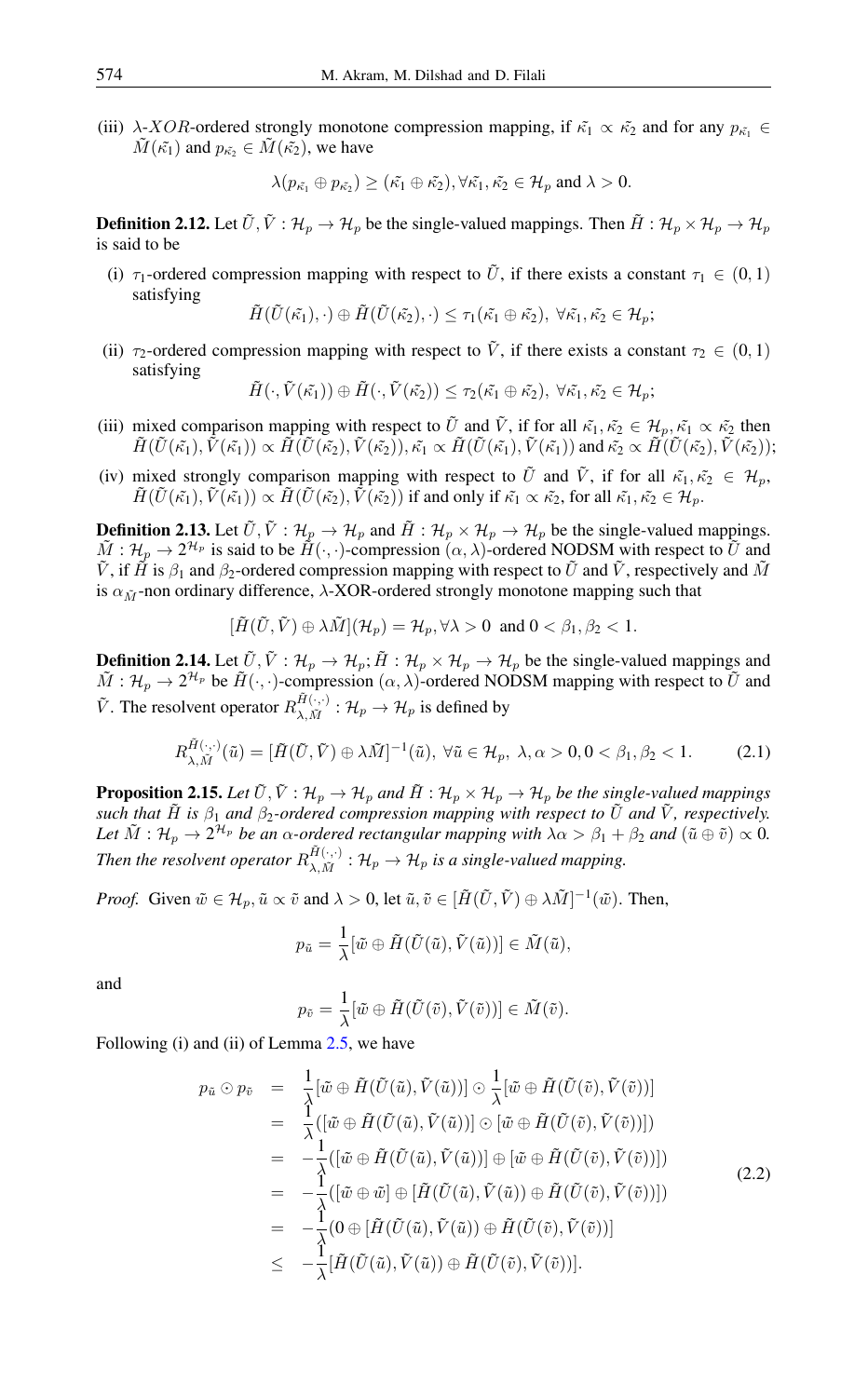(iii) $\lambda$-$XOR$-ordered strongly monotone compression mapping, if $\tilde{\kappa_1} \propto \tilde{\kappa_2}$ and for any $p_{\tilde{\kappa_1}} \in \tilde{M}(\tilde{\kappa_1})$ and $p_{\tilde{\kappa_2}} \in \tilde{M}(\tilde{\kappa_2})$, we have

$$\lambda(p_{\tilde{\kappa_1}} \oplus p_{\tilde{\kappa_2}}) \geq (\tilde{\kappa_1} \oplus \tilde{\kappa_2}), \forall \tilde{\kappa_1}, \tilde{\kappa_2} \in \mathcal{H}_p \text{ and } \lambda > 0.$$

**Definition 2.12.** Let $\tilde{U}, \tilde{V} : \mathcal{H}_p \to \mathcal{H}_p$ be the single-valued mappings. Then $\tilde{H} : \mathcal{H}_p \times \mathcal{H}_p \to \mathcal{H}_p$ is said to be

(i) $\tau_1$-ordered compression mapping with respect to $\tilde{U}$, if there exists a constant $\tau_1 \in (0, 1)$ satisfying

$$\tilde{H}(\tilde{U}(\tilde{\kappa_1}), \cdot) \oplus \tilde{H}(\tilde{U}(\tilde{\kappa_2}), \cdot) \leq \tau_1(\tilde{\kappa_1} \oplus \tilde{\kappa_2}),\ \forall \tilde{\kappa_1}, \tilde{\kappa_2} \in \mathcal{H}_p;$$

(ii) $\tau_2$-ordered compression mapping with respect to $\tilde{V}$, if there exists a constant $\tau_2 \in (0, 1)$ satisfying

$$\tilde{H}(\cdot, \tilde{V}(\tilde{\kappa_1})) \oplus \tilde{H}(\cdot, \tilde{V}(\tilde{\kappa_2})) \leq \tau_2(\tilde{\kappa_1} \oplus \tilde{\kappa_2}),\ \forall \tilde{\kappa_1}, \tilde{\kappa_2} \in \mathcal{H}_p;$$

(iii) mixed comparison mapping with respect to $\tilde{U}$ and $\tilde{V}$, if for all $\tilde{\kappa_1}, \tilde{\kappa_2} \in \mathcal{H}_p, \tilde{\kappa_1} \propto \tilde{\kappa_2}$ then $\tilde{H}(\tilde{U}(\tilde{\kappa_1}), \tilde{V}(\tilde{\kappa_1})) \propto \tilde{H}(\tilde{U}(\tilde{\kappa_2}), \tilde{V}(\tilde{\kappa_2})), \tilde{\kappa_1} \propto \tilde{H}(\tilde{U}(\tilde{\kappa_1}), \tilde{V}(\tilde{\kappa_1}))$ and $\tilde{\kappa_2} \propto \tilde{H}(\tilde{U}(\tilde{\kappa_2}), \tilde{V}(\tilde{\kappa_2}))$;

(iv) mixed strongly comparison mapping with respect to $\tilde{U}$ and $\tilde{V}$, if for all $\tilde{\kappa_1}, \tilde{\kappa_2} \in \mathcal{H}_p$, $\tilde{H}(\tilde{U}(\tilde{\kappa_1}), \tilde{V}(\tilde{\kappa_1})) \propto \tilde{H}(\tilde{U}(\tilde{\kappa_2}), \tilde{V}(\tilde{\kappa_2}))$ if and only if $\tilde{\kappa_1} \propto \tilde{\kappa_2}$, for all $\tilde{\kappa_1}, \tilde{\kappa_2} \in \mathcal{H}_p$.

**Definition 2.13.** Let $\tilde{U}, \tilde{V} : \mathcal{H}_p \to \mathcal{H}_p$ and $\tilde{H} : \mathcal{H}_p \times \mathcal{H}_p \to \mathcal{H}_p$ be the single-valued mappings. $\tilde{M} : \mathcal{H}_p \to 2^{\mathcal{H}_p}$ is said to be $\tilde{H}(\cdot, \cdot)$-compression $(\alpha, \lambda)$-ordered NODSM with respect to $\tilde{U}$ and $\tilde{V}$, if $\tilde{H}$ is $\beta_1$ and $\beta_2$-ordered compression mapping with respect to $\tilde{U}$ and $\tilde{V}$, respectively and $\tilde{M}$ is $\alpha_{\tilde{M}}$-non ordinary difference, $\lambda$-XOR-ordered strongly monotone mapping such that

$$[\tilde{H}(\tilde{U}, \tilde{V}) \oplus \lambda \tilde{M}](\mathcal{H}_p) = \mathcal{H}_p, \forall \lambda > 0 \text{ and } 0 < \beta_1, \beta_2 < 1.$$

**Definition 2.14.** Let $\tilde{U}, \tilde{V} : \mathcal{H}_p \to \mathcal{H}_p; \tilde{H} : \mathcal{H}_p \times \mathcal{H}_p \to \mathcal{H}_p$ be the single-valued mappings and $\tilde{M} : \mathcal{H}_p \to 2^{\mathcal{H}_p}$ be $\tilde{H}(\cdot, \cdot)$-compression $(\alpha, \lambda)$-ordered NODSM mapping with respect to $\tilde{U}$ and $\tilde{V}$. The resolvent operator $R^{\tilde{H}(\cdot,\cdot)}_{\lambda, \tilde{M}} : \mathcal{H}_p \to \mathcal{H}_p$ is defined by

$$R^{\tilde{H}(\cdot,\cdot)}_{\lambda, \tilde{M}}(\tilde{u}) = [\tilde{H}(\tilde{U}, \tilde{V}) \oplus \lambda \tilde{M}]^{-1}(\tilde{u}),\ \forall \tilde{u} \in \mathcal{H}_p,\ \lambda, \alpha > 0, 0 < \beta_1, \beta_2 < 1. \tag{2.1}$$

**Proposition 2.15.** *Let $\tilde{U}, \tilde{V} : \mathcal{H}_p \to \mathcal{H}_p$ and $\tilde{H} : \mathcal{H}_p \times \mathcal{H}_p \to \mathcal{H}_p$ be the single-valued mappings such that $\tilde{H}$ is $\beta_1$ and $\beta_2$-ordered compression mapping with respect to $\tilde{U}$ and $\tilde{V}$, respectively. Let $\tilde{M} : \mathcal{H}_p \to 2^{\mathcal{H}_p}$ be an $\alpha$-ordered rectangular mapping with $\lambda\alpha > \beta_1 + \beta_2$ and $(\tilde{u} \oplus \tilde{v}) \propto 0$. Then the resolvent operator $R^{\tilde{H}(\cdot,\cdot)}_{\lambda, \tilde{M}} : \mathcal{H}_p \to \mathcal{H}_p$ is a single-valued mapping.*

*Proof.* Given $\tilde{w} \in \mathcal{H}_p, \tilde{u} \propto \tilde{v}$ and $\lambda > 0$, let $\tilde{u}, \tilde{v} \in [\tilde{H}(\tilde{U}, \tilde{V}) \oplus \lambda \tilde{M}]^{-1}(\tilde{w})$. Then,

$$p_{\tilde{u}} = \frac{1}{\lambda}[\tilde{w} \oplus \tilde{H}(\tilde{U}(\tilde{u}), \tilde{V}(\tilde{u}))] \in \tilde{M}(\tilde{u}),$$

and

$$p_{\tilde{v}} = \frac{1}{\lambda}[\tilde{w} \oplus \tilde{H}(\tilde{U}(\tilde{v}), \tilde{V}(\tilde{v}))] \in \tilde{M}(\tilde{v}).$$

Following (i) and (ii) of Lemma 2.5, we have

$$\begin{aligned}
p_{\tilde{u}} \odot p_{\tilde{v}} &= \frac{1}{\lambda}[\tilde{w} \oplus \tilde{H}(\tilde{U}(\tilde{u}), \tilde{V}(\tilde{u}))] \odot \frac{1}{\lambda}[\tilde{w} \oplus \tilde{H}(\tilde{U}(\tilde{v}), \tilde{V}(\tilde{v}))] \\
&= \frac{1}{\lambda}([\tilde{w} \oplus \tilde{H}(\tilde{U}(\tilde{u}), \tilde{V}(\tilde{u}))] \odot [\tilde{w} \oplus \tilde{H}(\tilde{U}(\tilde{v}), \tilde{V}(\tilde{v}))]) \\
&= -\frac{1}{\lambda}([\tilde{w} \oplus \tilde{H}(\tilde{U}(\tilde{u}), \tilde{V}(\tilde{u}))] \oplus [\tilde{w} \oplus \tilde{H}(\tilde{U}(\tilde{v}), \tilde{V}(\tilde{v}))]) \\
&= -\frac{1}{\lambda}([\tilde{w} \oplus \tilde{w}] \oplus [\tilde{H}(\tilde{U}(\tilde{u}), \tilde{V}(\tilde{u})) \oplus \tilde{H}(\tilde{U}(\tilde{v}), \tilde{V}(\tilde{v}))]) \\
&= -\frac{1}{\lambda}(0 \oplus [\tilde{H}(\tilde{U}(\tilde{u}), \tilde{V}(\tilde{u})) \oplus \tilde{H}(\tilde{U}(\tilde{v}), \tilde{V}(\tilde{v}))] \\
&\leq -\frac{1}{\lambda}[\tilde{H}(\tilde{U}(\tilde{u}), \tilde{V}(\tilde{u})) \oplus \tilde{H}(\tilde{U}(\tilde{v}), \tilde{V}(\tilde{v}))].
\end{aligned} \tag{2.2}$$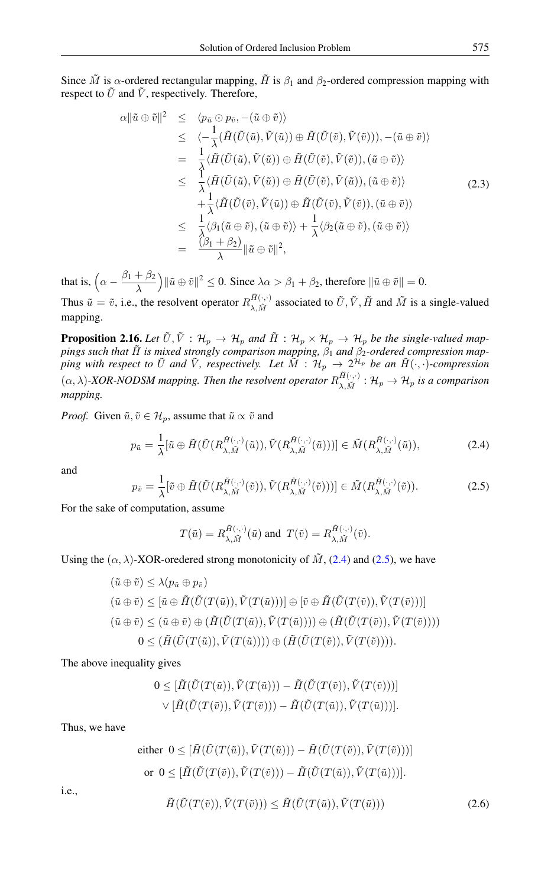Since $\tilde{M}$ is $\alpha$-ordered rectangular mapping, $\tilde{H}$ is $\beta_1$ and $\beta_2$-ordered compression mapping with respect to $\tilde{U}$ and $\tilde{V}$, respectively. Therefore,

$$
\begin{aligned}
\alpha\|\tilde{u} \oplus \tilde{v}\|^2 &\leq \langle p_{\tilde{u}} \odot p_{\tilde{v}}, -(\tilde{u} \oplus \tilde{v})\rangle \\
&\leq \langle -\frac{1}{\lambda}(\tilde{H}(\tilde{U}(\tilde{u}), \tilde{V}(\tilde{u})) \oplus \tilde{H}(\tilde{U}(\tilde{v}), \tilde{V}(\tilde{v}))), -(\tilde{u} \oplus \tilde{v})\rangle \\
&= \frac{1}{\lambda}\langle \tilde{H}(\tilde{U}(\tilde{u}), \tilde{V}(\tilde{u})) \oplus \tilde{H}(\tilde{U}(\tilde{v}), \tilde{V}(\tilde{v})), (\tilde{u} \oplus \tilde{v})\rangle \\
&\leq \frac{1}{\lambda}\langle \tilde{H}(\tilde{U}(\tilde{u}), \tilde{V}(\tilde{u})) \oplus \tilde{H}(\tilde{U}(\tilde{v}), \tilde{V}(\tilde{u})), (\tilde{u} \oplus \tilde{v})\rangle \\
&\quad + \frac{1}{\lambda}\langle \tilde{H}(\tilde{U}(\tilde{v}), \tilde{V}(\tilde{u})) \oplus \tilde{H}(\tilde{U}(\tilde{v}), \tilde{V}(\tilde{v})), (\tilde{u} \oplus \tilde{v})\rangle \\
&\leq \frac{1}{\lambda}\langle \beta_1(\tilde{u} \oplus \tilde{v}), (\tilde{u} \oplus \tilde{v})\rangle + \frac{1}{\lambda}\langle \beta_2(\tilde{u} \oplus \tilde{v}), (\tilde{u} \oplus \tilde{v})\rangle \\
&= \frac{(\beta_1 + \beta_2)}{\lambda}\|\tilde{u} \oplus \tilde{v}\|^2,
\end{aligned}
\tag{2.3}
$$

that is, $\left(\alpha - \dfrac{\beta_1 + \beta_2}{\lambda}\right)\|\tilde{u} \oplus \tilde{v}\|^2 \leq 0$. Since $\lambda\alpha > \beta_1 + \beta_2$, therefore $\|\tilde{u} \oplus \tilde{v}\| = 0$.

Thus $\tilde{u} = \tilde{v}$, i.e., the resolvent operator $R^{\tilde{H}(\cdot,\cdot)}_{\lambda,\tilde{M}}$ associated to $\tilde{U}, \tilde{V}, \tilde{H}$ and $\tilde{M}$ is a single-valued mapping.

**Proposition 2.16.** *Let $\tilde{U}, \tilde{V} : \mathcal{H}_p \to \mathcal{H}_p$ and $\tilde{H} : \mathcal{H}_p \times \mathcal{H}_p \to \mathcal{H}_p$ be the single-valued mappings such that $\tilde{H}$ is mixed strongly comparison mapping, $\beta_1$ and $\beta_2$-ordered compression mapping with respect to $\tilde{U}$ and $\tilde{V}$, respectively. Let $\tilde{M} : \mathcal{H}_p \to 2^{\mathcal{H}_p}$ be an $\tilde{H}(\cdot,\cdot)$-compression $(\alpha, \lambda)$-XOR-NODSM mapping. Then the resolvent operator $R^{\tilde{H}(\cdot,\cdot)}_{\lambda,\tilde{M}} : \mathcal{H}_p \to \mathcal{H}_p$ is a comparison mapping.*

*Proof.* Given $\tilde{u}, \tilde{v} \in \mathcal{H}_p$, assume that $\tilde{u} \propto \tilde{v}$ and

$$
p_{\tilde{u}} = \frac{1}{\lambda}[\tilde{u} \oplus \tilde{H}(\tilde{U}(R^{\tilde{H}(\cdot,\cdot)}_{\lambda,\tilde{M}}(\tilde{u})), \tilde{V}(R^{\tilde{H}(\cdot,\cdot)}_{\lambda,\tilde{M}}(\tilde{u})))] \in \tilde{M}(R^{\tilde{H}(\cdot,\cdot)}_{\lambda,\tilde{M}}(\tilde{u})), \tag{2.4}
$$

and

$$
p_{\tilde{v}} = \frac{1}{\lambda}[\tilde{v} \oplus \tilde{H}(\tilde{U}(R^{\tilde{H}(\cdot,\cdot)}_{\lambda,\tilde{M}}(\tilde{v})), \tilde{V}(R^{\tilde{H}(\cdot,\cdot)}_{\lambda,\tilde{M}}(\tilde{v})))] \in \tilde{M}(R^{\tilde{H}(\cdot,\cdot)}_{\lambda,\tilde{M}}(\tilde{v})). \tag{2.5}
$$

For the sake of computation, assume

$$
T(\tilde{u}) = R^{\tilde{H}(\cdot,\cdot)}_{\lambda,\tilde{M}}(\tilde{u}) \text{ and } T(\tilde{v}) = R^{\tilde{H}(\cdot,\cdot)}_{\lambda,\tilde{M}}(\tilde{v}).
$$

Using the $(\alpha, \lambda)$-XOR-oredered strong monotonicity of $\tilde{M}$, (2.4) and (2.5), we have

$$
\begin{aligned}
&(\tilde{u} \oplus \tilde{v}) \leq \lambda(p_{\tilde{u}} \oplus p_{\tilde{v}}) \\
&(\tilde{u} \oplus \tilde{v}) \leq [\tilde{u} \oplus \tilde{H}(\tilde{U}(T(\tilde{u})), \tilde{V}(T(\tilde{u})))] \oplus [\tilde{v} \oplus \tilde{H}(\tilde{U}(T(\tilde{v})), \tilde{V}(T(\tilde{v})))] \\
&(\tilde{u} \oplus \tilde{v}) \leq (\tilde{u} \oplus \tilde{v}) \oplus (\tilde{H}(\tilde{U}(T(\tilde{u})), \tilde{V}(T(\tilde{u})))) \oplus (\tilde{H}(\tilde{U}(T(\tilde{v})), \tilde{V}(T(\tilde{v})))) \\
&\qquad 0 \leq (\tilde{H}(\tilde{U}(T(\tilde{u})), \tilde{V}(T(\tilde{u})))) \oplus (\tilde{H}(\tilde{U}(T(\tilde{v})), \tilde{V}(T(\tilde{v})))).
\end{aligned}
$$

The above inequality gives

$$
\begin{aligned}
0 \leq\ &[\tilde{H}(\tilde{U}(T(\tilde{u})), \tilde{V}(T(\tilde{u}))) - \tilde{H}(\tilde{U}(T(\tilde{v})), \tilde{V}(T(\tilde{v})))] \\
&\vee [\tilde{H}(\tilde{U}(T(\tilde{v})), \tilde{V}(T(\tilde{v}))) - \tilde{H}(\tilde{U}(T(\tilde{u})), \tilde{V}(T(\tilde{u})))].
\end{aligned}
$$

Thus, we have

$$
\begin{aligned}
\text{either } & 0 \leq [\tilde{H}(\tilde{U}(T(\tilde{u})), \tilde{V}(T(\tilde{u}))) - \tilde{H}(\tilde{U}(T(\tilde{v})), \tilde{V}(T(\tilde{v})))] \\
\text{or } & 0 \leq [\tilde{H}(\tilde{U}(T(\tilde{v})), \tilde{V}(T(\tilde{v}))) - \tilde{H}(\tilde{U}(T(\tilde{u})), \tilde{V}(T(\tilde{u})))].
\end{aligned}
$$

i.e.,

$$
\tilde{H}(\tilde{U}(T(\tilde{v})), \tilde{V}(T(\tilde{v}))) \leq \tilde{H}(\tilde{U}(T(\tilde{u})), \tilde{V}(T(\tilde{u}))) \tag{2.6}
$$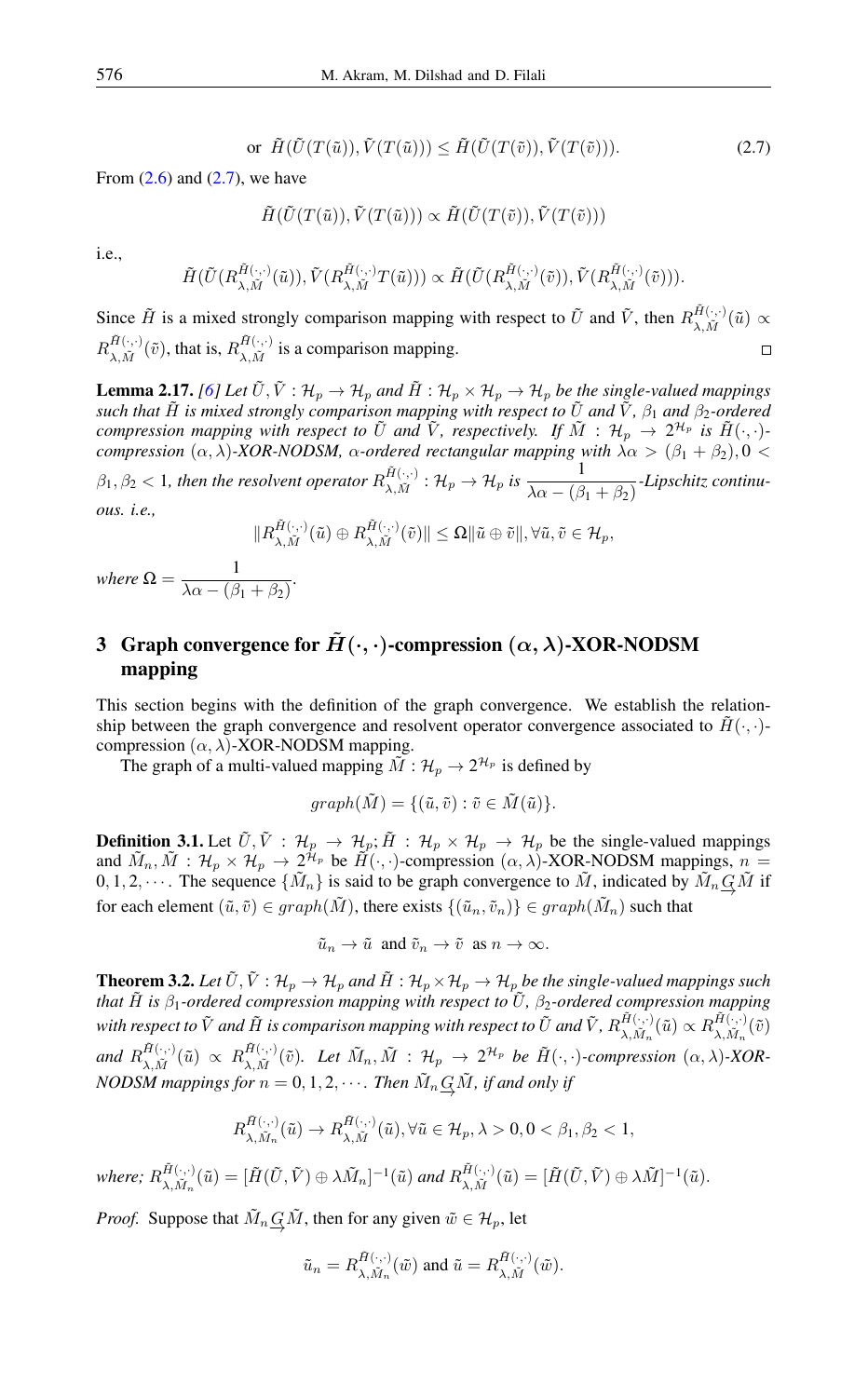$$\text{or } \tilde{H}(\tilde{U}(T(\tilde{u})), \tilde{V}(T(\tilde{u}))) \leq \tilde{H}(\tilde{U}(T(\tilde{v})), \tilde{V}(T(\tilde{v}))). \tag{2.7}$$

From (2.6) and (2.7), we have

$$\tilde{H}(\tilde{U}(T(\tilde{u})), \tilde{V}(T(\tilde{u}))) \propto \tilde{H}(\tilde{U}(T(\tilde{v})), \tilde{V}(T(\tilde{v})))$$

i.e.,

$$\tilde{H}(\tilde{U}(R^{\tilde{H}(\cdot,\cdot)}_{\lambda,\tilde{M}}(\tilde{u})), \tilde{V}(R^{\tilde{H}(\cdot,\cdot)}_{\lambda,\tilde{M}} T(\tilde{u}))) \propto \tilde{H}(\tilde{U}(R^{\tilde{H}(\cdot,\cdot)}_{\lambda,\tilde{M}}(\tilde{v})), \tilde{V}(R^{\tilde{H}(\cdot,\cdot)}_{\lambda,\tilde{M}}(\tilde{v}))).$$

Since $\tilde{H}$ is a mixed strongly comparison mapping with respect to $\tilde{U}$ and $\tilde{V}$, then $R^{\tilde{H}(\cdot,\cdot)}_{\lambda,\tilde{M}}(\tilde{u}) \propto R^{\tilde{H}(\cdot,\cdot)}_{\lambda,\tilde{M}}(\tilde{v})$, that is, $R^{\tilde{H}(\cdot,\cdot)}_{\lambda,\tilde{M}}$ is a comparison mapping. $\square$

**Lemma 2.17.** *[6] Let $\tilde{U}, \tilde{V} : \mathcal{H}_p \to \mathcal{H}_p$ and $\tilde{H} : \mathcal{H}_p \times \mathcal{H}_p \to \mathcal{H}_p$ be the single-valued mappings such that $\tilde{H}$ is mixed strongly comparison mapping with respect to $\tilde{U}$ and $\tilde{V}$, $\beta_1$ and $\beta_2$-ordered compression mapping with respect to $\tilde{U}$ and $\tilde{V}$, respectively. If $\tilde{M} : \mathcal{H}_p \to 2^{\mathcal{H}_p}$ is $\tilde{H}(\cdot,\cdot)$-compression $(\alpha, \lambda)$-XOR-NODSM, $\alpha$-ordered rectangular mapping with $\lambda\alpha > (\beta_1 + \beta_2), 0 < \beta_1, \beta_2 < 1$, then the resolvent operator $R^{\tilde{H}(\cdot,\cdot)}_{\lambda,\tilde{M}} : \mathcal{H}_p \to \mathcal{H}_p$ is $\dfrac{1}{\lambda\alpha - (\beta_1 + \beta_2)}$-Lipschitz continuous. i.e.,*

$$\|R^{\tilde{H}(\cdot,\cdot)}_{\lambda,\tilde{M}}(\tilde{u}) \oplus R^{\tilde{H}(\cdot,\cdot)}_{\lambda,\tilde{M}}(\tilde{v})\| \leq \Omega \|\tilde{u} \oplus \tilde{v}\|, \forall \tilde{u}, \tilde{v} \in \mathcal{H}_p,$$

*where* $\Omega = \dfrac{1}{\lambda\alpha - (\beta_1 + \beta_2)}$.

## 3 Graph convergence for $\tilde{H}(\cdot,\cdot)$-compression $(\alpha, \lambda)$-XOR-NODSM mapping

This section begins with the definition of the graph convergence. We establish the relationship between the graph convergence and resolvent operator convergence associated to $\tilde{H}(\cdot,\cdot)$-compression $(\alpha, \lambda)$-XOR-NODSM mapping.

The graph of a multi-valued mapping $\tilde{M} : \mathcal{H}_p \to 2^{\mathcal{H}_p}$ is defined by

$$graph(\tilde{M}) = \{(\tilde{u}, \tilde{v}) : \tilde{v} \in \tilde{M}(\tilde{u})\}.$$

**Definition 3.1.** Let $\tilde{U}, \tilde{V} : \mathcal{H}_p \to \mathcal{H}_p; \tilde{H} : \mathcal{H}_p \times \mathcal{H}_p \to \mathcal{H}_p$ be the single-valued mappings and $\tilde{M}_n, \tilde{M} : \mathcal{H}_p \times \mathcal{H}_p \to 2^{\mathcal{H}_p}$ be $\tilde{H}(\cdot,\cdot)$-compression $(\alpha, \lambda)$-XOR-NODSM mappings, $n = 0, 1, 2, \cdots$. The sequence $\{\tilde{M}_n\}$ is said to be graph convergence to $\tilde{M}$, indicated by $\tilde{M}_n \underset{\rightarrow}{G} \tilde{M}$ if for each element $(\tilde{u}, \tilde{v}) \in graph(\tilde{M})$, there exists $\{(\tilde{u}_n, \tilde{v}_n)\} \in graph(\tilde{M}_n)$ such that

$$\tilde{u}_n \to \tilde{u} \text{ and } \tilde{v}_n \to \tilde{v} \text{ as } n \to \infty.$$

**Theorem 3.2.** *Let $\tilde{U}, \tilde{V} : \mathcal{H}_p \to \mathcal{H}_p$ and $\tilde{H} : \mathcal{H}_p \times \mathcal{H}_p \to \mathcal{H}_p$ be the single-valued mappings such that $\tilde{H}$ is $\beta_1$-ordered compression mapping with respect to $\tilde{U}$, $\beta_2$-ordered compression mapping with respect to $\tilde{V}$ and $\tilde{H}$ is comparison mapping with respect to $\tilde{U}$ and $\tilde{V}$, $R^{\tilde{H}(\cdot,\cdot)}_{\lambda,\tilde{M}_n}(\tilde{u}) \propto R^{\tilde{H}(\cdot,\cdot)}_{\lambda,\tilde{M}_n}(\tilde{v})$ and $R^{\tilde{H}(\cdot,\cdot)}_{\lambda,\tilde{M}}(\tilde{u}) \propto R^{\tilde{H}(\cdot,\cdot)}_{\lambda,\tilde{M}}(\tilde{v})$. Let $\tilde{M}_n, \tilde{M} : \mathcal{H}_p \to 2^{\mathcal{H}_p}$ be $\tilde{H}(\cdot,\cdot)$-compression $(\alpha, \lambda)$-XOR-NODSM mappings for $n = 0, 1, 2, \cdots$. Then $\tilde{M}_n \underset{\rightarrow}{G} \tilde{M}$, if and only if*

$$R^{\tilde{H}(\cdot,\cdot)}_{\lambda,\tilde{M}_n}(\tilde{u}) \to R^{\tilde{H}(\cdot,\cdot)}_{\lambda,\tilde{M}}(\tilde{u}), \forall \tilde{u} \in \mathcal{H}_p, \lambda > 0, 0 < \beta_1, \beta_2 < 1,$$

*where;* $R^{\tilde{H}(\cdot,\cdot)}_{\lambda,\tilde{M}_n}(\tilde{u}) = [\tilde{H}(\tilde{U}, \tilde{V}) \oplus \lambda\tilde{M}_n]^{-1}(\tilde{u})$ *and* $R^{\tilde{H}(\cdot,\cdot)}_{\lambda,\tilde{M}}(\tilde{u}) = [\tilde{H}(\tilde{U}, \tilde{V}) \oplus \lambda\tilde{M}]^{-1}(\tilde{u})$.

*Proof.* Suppose that $\tilde{M}_n \underset{\rightarrow}{G} \tilde{M}$, then for any given $\tilde{w} \in \mathcal{H}_p$, let

$$\tilde{u}_n = R^{\tilde{H}(\cdot,\cdot)}_{\lambda,\tilde{M}_n}(\tilde{w}) \text{ and } \tilde{u} = R^{\tilde{H}(\cdot,\cdot)}_{\lambda,\tilde{M}}(\tilde{w}).$$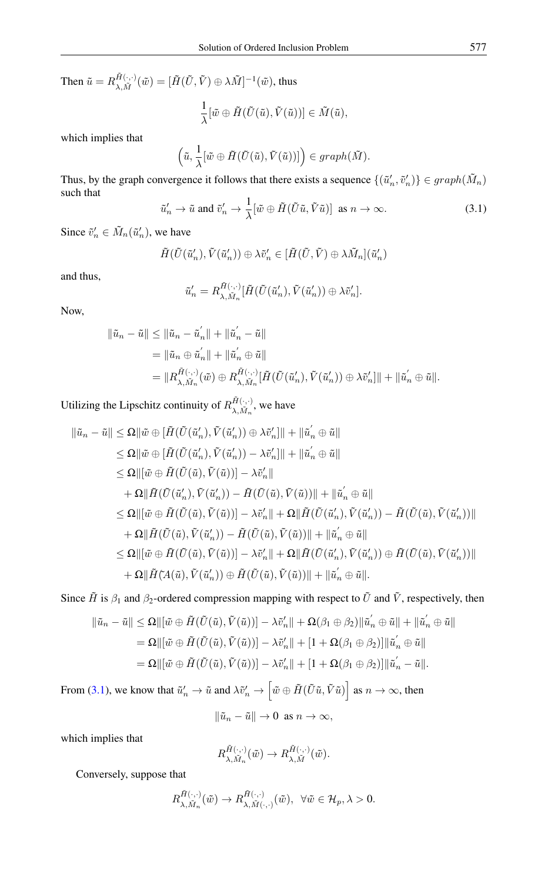Then $\tilde{u} = R^{\tilde{H}(\cdot,\cdot)}_{\lambda,\tilde{M}}(\tilde{w}) = [\tilde{H}(\tilde{U},\tilde{V}) \oplus \lambda\tilde{M}]^{-1}(\tilde{w})$, thus

$$\frac{1}{\lambda}[\tilde{w} \oplus \tilde{H}(\tilde{U}(\tilde{u}), \tilde{V}(\tilde{u}))] \in \tilde{M}(\tilde{u}),$$

which implies that

$$\Big(\tilde{u}, \frac{1}{\lambda}[\tilde{w} \oplus \tilde{H}(\tilde{U}(\tilde{u}), \tilde{V}(\tilde{u}))]\Big) \in graph(\tilde{M}).$$

Thus, by the graph convergence it follows that there exists a sequence $\{(\tilde{u}'_n, \tilde{v}'_n)\} \in graph(\tilde{M}_n)$ such that

$$\tilde{u}'_n \to \tilde{u} \text{ and } \tilde{v}'_n \to \frac{1}{\lambda}[\tilde{w} \oplus \tilde{H}(\tilde{U}\tilde{u}, \tilde{V}\tilde{u})] \ \text{ as } n \to \infty. \tag{3.1}$$

Since $\tilde{v}'_n \in \tilde{M}_n(\tilde{u}'_n)$, we have

$$\tilde{H}(\tilde{U}(\tilde{u}'_n), \tilde{V}(\tilde{u}'_n)) \oplus \lambda\tilde{v}'_n \in [\tilde{H}(\tilde{U},\tilde{V}) \oplus \lambda\tilde{M}_n](\tilde{u}'_n)$$

and thus,

$$\tilde{u}'_n = R^{\tilde{H}(\cdot,\cdot)}_{\lambda,\tilde{M}_n}[\tilde{H}(\tilde{U}(\tilde{u}'_n), \tilde{V}(\tilde{u}'_n)) \oplus \lambda\tilde{v}'_n].$$

Now,

$$\begin{aligned}
\|\tilde{u}_n - \tilde{u}\| &\leq \|\tilde{u}_n - \tilde{u}'_n\| + \|\tilde{u}'_n - \tilde{u}\| \\
&= \|\tilde{u}_n \oplus \tilde{u}'_n\| + \|\tilde{u}'_n \oplus \tilde{u}\| \\
&= \|R^{\tilde{H}(\cdot,\cdot)}_{\lambda,\tilde{M}_n}(\tilde{w}) \oplus R^{\tilde{H}(\cdot,\cdot)}_{\lambda,\tilde{M}_n}[\tilde{H}(\tilde{U}(\tilde{u}'_n), \tilde{V}(\tilde{u}'_n)) \oplus \lambda\tilde{v}'_n]\| + \|\tilde{u}'_n \oplus \tilde{u}\|.
\end{aligned}$$

Utilizing the Lipschitz continuity of $R^{\tilde{H}(\cdot,\cdot)}_{\lambda,\tilde{M}_n}$, we have

$$\begin{aligned}
\|\tilde{u}_n - \tilde{u}\| &\leq \mathbf{\Omega}\|\tilde{w} \oplus [\tilde{H}(\tilde{U}(\tilde{u}'_n), \tilde{V}(\tilde{u}'_n)) \oplus \lambda\tilde{v}'_n]\| + \|\tilde{u}'_n \oplus \tilde{u}\| \\
&\leq \mathbf{\Omega}\|\tilde{w} \oplus [\tilde{H}(\tilde{U}(\tilde{u}'_n), \tilde{V}(\tilde{u}'_n)) - \lambda\tilde{v}'_n]\| + \|\tilde{u}'_n \oplus \tilde{u}\| \\
&\leq \mathbf{\Omega}\|[\tilde{w} \oplus \tilde{H}(\tilde{U}(\tilde{u}), \tilde{V}(\tilde{u}))] - \lambda\tilde{v}'_n\| \\
&\quad + \mathbf{\Omega}\|\tilde{H}(\tilde{U}(\tilde{u}'_n), \tilde{V}(\tilde{u}'_n)) - \tilde{H}(\tilde{U}(\tilde{u}), \tilde{V}(\tilde{u}))\| + \|\tilde{u}'_n \oplus \tilde{u}\| \\
&\leq \mathbf{\Omega}\|[\tilde{w} \oplus \tilde{H}(\tilde{U}(\tilde{u}), \tilde{V}(\tilde{u}))] - \lambda\tilde{v}'_n\| + \mathbf{\Omega}\|\tilde{H}(\tilde{U}(\tilde{u}'_n), \tilde{V}(\tilde{u}'_n)) - \tilde{H}(\tilde{U}(\tilde{u}), \tilde{V}(\tilde{u}'_n))\| \\
&\quad + \mathbf{\Omega}\|\tilde{H}(\tilde{U}(\tilde{u}), \tilde{V}(\tilde{u}'_n)) - \tilde{H}(\tilde{U}(\tilde{u}), \tilde{V}(\tilde{u}))\| + \|\tilde{u}'_n \oplus \tilde{u}\| \\
&\leq \mathbf{\Omega}\|[\tilde{w} \oplus \tilde{H}(\tilde{U}(\tilde{u}), \tilde{V}(\tilde{u}))] - \lambda\tilde{v}'_n\| + \mathbf{\Omega}\|\tilde{H}(\tilde{U}(\tilde{u}'_n), \tilde{V}(\tilde{u}'_n)) \oplus \tilde{H}(\tilde{U}(\tilde{u}), \tilde{V}(\tilde{u}'_n))\| \\
&\quad + \mathbf{\Omega}\|\tilde{H}(\tilde{A}(\tilde{u}), \tilde{V}(\tilde{u}'_n)) \oplus \tilde{H}(\tilde{U}(\tilde{u}), \tilde{V}(\tilde{u}))\| + \|\tilde{u}'_n \oplus \tilde{u}\|.
\end{aligned}$$

Since $\tilde{H}$ is $\beta_1$ and $\beta_2$-ordered compression mapping with respect to $\tilde{U}$ and $\tilde{V}$, respectively, then

$$\begin{aligned}
\|\tilde{u}_n - \tilde{u}\| &\leq \mathbf{\Omega}\|[\tilde{w} \oplus \tilde{H}(\tilde{U}(\tilde{u}), \tilde{V}(\tilde{u}))] - \lambda\tilde{v}'_n\| + \mathbf{\Omega}(\beta_1 \oplus \beta_2)\|\tilde{u}'_n \oplus \tilde{u}\| + \|\tilde{u}'_n \oplus \tilde{u}\| \\
&= \mathbf{\Omega}\|[\tilde{w} \oplus \tilde{H}(\tilde{U}(\tilde{u}), \tilde{V}(\tilde{u}))] - \lambda\tilde{v}'_n\| + [1 + \mathbf{\Omega}(\beta_1 \oplus \beta_2)]\|\tilde{u}'_n \oplus \tilde{u}\| \\
&= \mathbf{\Omega}\|[\tilde{w} \oplus \tilde{H}(\tilde{U}(\tilde{u}), \tilde{V}(\tilde{u}))] - \lambda\tilde{v}'_n\| + [1 + \mathbf{\Omega}(\beta_1 \oplus \beta_2)]\|\tilde{u}'_n - \tilde{u}\|.
\end{aligned}$$

From (3.1), we know that $\tilde{u}'_n \to \tilde{u}$ and $\lambda\tilde{v}'_n \to \Big[\tilde{w} \oplus \tilde{H}(\tilde{U}\tilde{u}, \tilde{V}\tilde{u})\Big]$ as $n \to \infty$, then

$$\|\tilde{u}_n - \tilde{u}\| \to 0 \ \text{ as } n \to \infty,$$

which implies that

$$R^{\tilde{H}(\cdot,\cdot)}_{\lambda,\tilde{M}_n}(\tilde{w}) \to R^{\tilde{H}(\cdot,\cdot)}_{\lambda,\tilde{M}}(\tilde{w}).$$

Conversely, suppose that

$$R^{\tilde{H}(\cdot,\cdot)}_{\lambda,\tilde{M}_n}(\tilde{w}) \to R^{\tilde{H}(\cdot,\cdot)}_{\lambda,\tilde{M}(\cdot,\cdot)}(\tilde{w}), \ \ \forall \tilde{w} \in \mathcal{H}_p, \lambda > 0.$$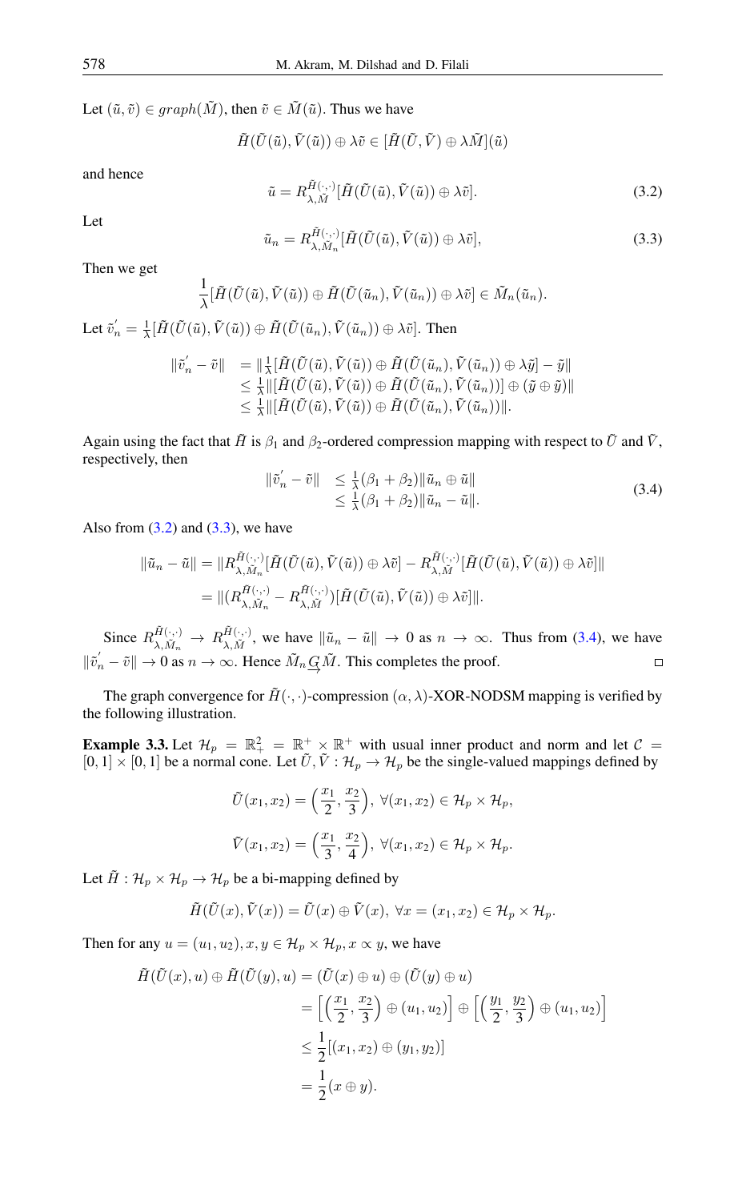Let $(\tilde{u},\tilde{v}) \in graph(\tilde{M})$, then $\tilde{v} \in \tilde{M}(\tilde{u})$. Thus we have

$$\tilde{H}(\tilde{U}(\tilde{u}),\tilde{V}(\tilde{u})) \oplus \lambda\tilde{v} \in [\tilde{H}(\tilde{U},\tilde{V}) \oplus \lambda\tilde{M}](\tilde{u})$$

and hence

$$\tilde{u} = R^{\tilde{H}(\cdot,\cdot)}_{\lambda,\tilde{M}}[\tilde{H}(\tilde{U}(\tilde{u}),\tilde{V}(\tilde{u})) \oplus \lambda\tilde{v}]. \tag{3.2}$$

Let

$$\tilde{u}_n = R^{\tilde{H}(\cdot,\cdot)}_{\lambda,\tilde{M}_n}[\tilde{H}(\tilde{U}(\tilde{u}),\tilde{V}(\tilde{u})) \oplus \lambda\tilde{v}], \tag{3.3}$$

Then we get

$$\frac{1}{\lambda}[\tilde{H}(\tilde{U}(\tilde{u}),\tilde{V}(\tilde{u})) \oplus \tilde{H}(\tilde{U}(\tilde{u}_n),\tilde{V}(\tilde{u}_n)) \oplus \lambda\tilde{v}] \in \tilde{M}_n(\tilde{u}_n).$$

Let $\tilde{v}_n^{'} = \frac{1}{\lambda}[\tilde{H}(\tilde{U}(\tilde{u}),\tilde{V}(\tilde{u})) \oplus \tilde{H}(\tilde{U}(\tilde{u}_n),\tilde{V}(\tilde{u}_n)) \oplus \lambda\tilde{v}]$. Then

$$\begin{aligned}
\|\tilde{v}_n^{'} - \tilde{v}\| &= \|\tfrac{1}{\lambda}[\tilde{H}(\tilde{U}(\tilde{u}),\tilde{V}(\tilde{u})) \oplus \tilde{H}(\tilde{U}(\tilde{u}_n),\tilde{V}(\tilde{u}_n)) \oplus \lambda\tilde{y}] - \tilde{y}\| \\
&\le \tfrac{1}{\lambda}\|[\tilde{H}(\tilde{U}(\tilde{u}),\tilde{V}(\tilde{u})) \oplus \tilde{H}(\tilde{U}(\tilde{u}_n),\tilde{V}(\tilde{u}_n))] \oplus (\tilde{y} \oplus \tilde{y})\| \\
&\le \tfrac{1}{\lambda}\|[\tilde{H}(\tilde{U}(\tilde{u}),\tilde{V}(\tilde{u})) \oplus \tilde{H}(\tilde{U}(\tilde{u}_n),\tilde{V}(\tilde{u}_n))\|.
\end{aligned}$$

Again using the fact that $\tilde{H}$ is $\beta_1$ and $\beta_2$-ordered compression mapping with respect to $\tilde{U}$ and $\tilde{V}$, respectively, then

$$\begin{aligned}
\|\tilde{v}_n^{'} - \tilde{v}\| &\le \tfrac{1}{\lambda}(\beta_1+\beta_2)\|\tilde{u}_n \oplus \tilde{u}\| \\
&\le \tfrac{1}{\lambda}(\beta_1+\beta_2)\|\tilde{u}_n - \tilde{u}\|.
\end{aligned} \tag{3.4}$$

Also from (3.2) and (3.3), we have

$$\begin{aligned}
\|\tilde{u}_n - \tilde{u}\| &= \|R^{\tilde{H}(\cdot,\cdot)}_{\lambda,\tilde{M}_n}[\tilde{H}(\tilde{U}(\tilde{u}),\tilde{V}(\tilde{u})) \oplus \lambda\tilde{v}] - R^{\tilde{H}(\cdot,\cdot)}_{\lambda,\tilde{M}}[\tilde{H}(\tilde{U}(\tilde{u}),\tilde{V}(\tilde{u})) \oplus \lambda\tilde{v}]\| \\
&= \|(R^{\tilde{H}(\cdot,\cdot)}_{\lambda,\tilde{M}_n} - R^{\tilde{H}(\cdot,\cdot)}_{\lambda,\tilde{M}})[\tilde{H}(\tilde{U}(\tilde{u}),\tilde{V}(\tilde{u})) \oplus \lambda\tilde{v}]\|.
\end{aligned}$$

Since $R^{\tilde{H}(\cdot,\cdot)}_{\lambda,\tilde{M}_n} \to R^{\tilde{H}(\cdot,\cdot)}_{\lambda,\tilde{M}}$, we have $\|\tilde{u}_n - \tilde{u}\| \to 0$ as $n \to \infty$. Thus from (3.4), we have $\|\tilde{v}_n^{'} - \tilde{v}\| \to 0$ as $n \to \infty$. Hence $\tilde{M}_n \underset{\to}{G} \tilde{M}$. This completes the proof. □

The graph convergence for $\tilde{H}(\cdot,\cdot)$-compression $(\alpha,\lambda)$-XOR-NODSM mapping is verified by the following illustration.

**Example 3.3.** Let $\mathcal{H}_p = \mathbb{R}^2_+ = \mathbb{R}^+ \times \mathbb{R}^+$ with usual inner product and norm and let $\mathcal{C} = [0,1] \times [0,1]$ be a normal cone. Let $\tilde{U},\tilde{V} : \mathcal{H}_p \to \mathcal{H}_p$ be the single-valued mappings defined by

$$\tilde{U}(x_1,x_2) = \left(\frac{x_1}{2},\frac{x_2}{3}\right),\ \forall (x_1,x_2) \in \mathcal{H}_p \times \mathcal{H}_p,$$

$$\tilde{V}(x_1,x_2) = \left(\frac{x_1}{3},\frac{x_2}{4}\right),\ \forall (x_1,x_2) \in \mathcal{H}_p \times \mathcal{H}_p.$$

Let $\tilde{H} : \mathcal{H}_p \times \mathcal{H}_p \to \mathcal{H}_p$ be a bi-mapping defined by

$$\tilde{H}(\tilde{U}(x),\tilde{V}(x)) = \tilde{U}(x) \oplus \tilde{V}(x),\ \forall x = (x_1,x_2) \in \mathcal{H}_p \times \mathcal{H}_p.$$

Then for any $u = (u_1,u_2), x, y \in \mathcal{H}_p \times \mathcal{H}_p, x \propto y$, we have

$$\begin{aligned}
\tilde{H}(\tilde{U}(x),u) \oplus \tilde{H}(\tilde{U}(y),u) &= (\tilde{U}(x) \oplus u) \oplus (\tilde{U}(y) \oplus u) \\
&= \left[\left(\frac{x_1}{2},\frac{x_2}{3}\right) \oplus (u_1,u_2)\right] \oplus \left[\left(\frac{y_1}{2},\frac{y_2}{3}\right) \oplus (u_1,u_2)\right] \\
&\le \frac{1}{2}[(x_1,x_2) \oplus (y_1,y_2)] \\
&= \frac{1}{2}(x \oplus y).
\end{aligned}$$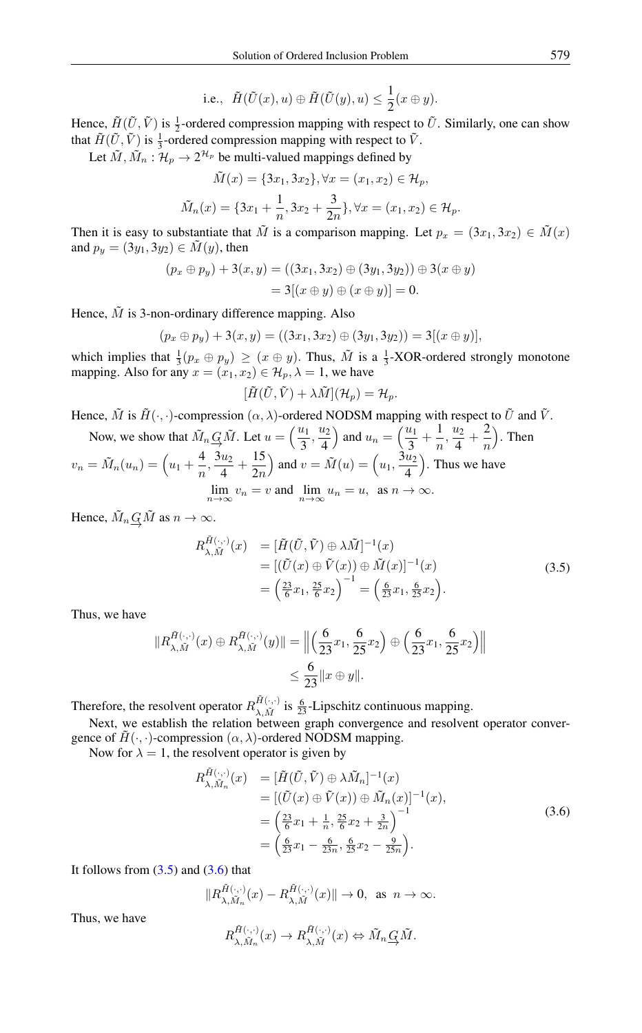$$\text{i.e., } \tilde{H}(\tilde{U}(x), u) \oplus \tilde{H}(\tilde{U}(y), u) \leq \frac{1}{2}(x \oplus y).$$

Hence, $\tilde{H}(\tilde{U}, \tilde{V})$ is $\frac{1}{2}$-ordered compression mapping with respect to $\tilde{U}$. Similarly, one can show that $\tilde{H}(\tilde{U}, \tilde{V})$ is $\frac{1}{3}$-ordered compression mapping with respect to $\tilde{V}$.

Let $\tilde{M}, \tilde{M}_n : \mathcal{H}_p \to 2^{\mathcal{H}_p}$ be multi-valued mappings defined by

$$\tilde{M}(x) = \{3x_1, 3x_2\}, \forall x = (x_1, x_2) \in \mathcal{H}_p,$$

$$\tilde{M}_n(x) = \{3x_1 + \frac{1}{n}, 3x_2 + \frac{3}{2n}\}, \forall x = (x_1, x_2) \in \mathcal{H}_p.$$

Then it is easy to substantiate that $\tilde{M}$ is a comparison mapping. Let $p_x = (3x_1, 3x_2) \in \tilde{M}(x)$ and $p_y = (3y_1, 3y_2) \in \tilde{M}(y)$, then

$$\begin{aligned}(p_x \oplus p_y) + 3(x, y) &= ((3x_1, 3x_2) \oplus (3y_1, 3y_2)) \oplus 3(x \oplus y) \\ &= 3[(x \oplus y) \oplus (x \oplus y)] = 0.\end{aligned}$$

Hence, $\tilde{M}$ is 3-non-ordinary difference mapping. Also

$$(p_x \oplus p_y) + 3(x, y) = ((3x_1, 3x_2) \oplus (3y_1, 3y_2)) = 3[(x \oplus y)],$$

which implies that $\frac{1}{3}(p_x \oplus p_y) \geq (x \oplus y)$. Thus, $\tilde{M}$ is a $\frac{1}{3}$-XOR-ordered strongly monotone mapping. Also for any $x = (x_1, x_2) \in \mathcal{H}_p, \lambda = 1$, we have

$$[\tilde{H}(\tilde{U}, \tilde{V}) + \lambda \tilde{M}](\mathcal{H}_p) = \mathcal{H}_p.$$

Hence, $\tilde{M}$ is $\tilde{H}(\cdot,\cdot)$-compression $(\alpha, \lambda)$-ordered NODSM mapping with respect to $\tilde{U}$ and $\tilde{V}$.

Now, we show that $\tilde{M}_n \underset{\rightarrow}{G} \tilde{M}$. Let $u = \left(\frac{u_1}{3}, \frac{u_2}{4}\right)$ and $u_n = \left(\frac{u_1}{3} + \frac{1}{n}, \frac{u_2}{4} + \frac{2}{n}\right)$. Then $v_n = \tilde{M}_n(u_n) = \left(u_1 + \frac{4}{n}, \frac{3u_2}{4} + \frac{15}{2n}\right)$ and $v = \tilde{M}(u) = \left(u_1, \frac{3u_2}{4}\right)$. Thus we have

$$\lim_{n\to\infty} v_n = v \text{ and } \lim_{n\to\infty} u_n = u, \text{ as } n \to \infty.$$

Hence, $\tilde{M}_n \underset{\rightarrow}{G} \tilde{M}$ as $n \to \infty$.

$$\begin{aligned} R^{\tilde{H}(\cdot,\cdot)}_{\lambda,\tilde{M}}(x) &= [\tilde{H}(\tilde{U}, \tilde{V}) \oplus \lambda \tilde{M}]^{-1}(x) \\ &= [(\tilde{U}(x) \oplus \tilde{V}(x)) \oplus \tilde{M}(x)]^{-1}(x) \\ &= \left(\tfrac{23}{6}x_1, \tfrac{25}{6}x_2\right)^{-1} = \left(\tfrac{6}{23}x_1, \tfrac{6}{25}x_2\right). \end{aligned} \tag{3.5}$$

Thus, we have

$$\begin{aligned}\|R^{\tilde{H}(\cdot,\cdot)}_{\lambda,\tilde{M}}(x) \oplus R^{\tilde{H}(\cdot,\cdot)}_{\lambda,\tilde{M}}(y)\| &= \left\|\left(\frac{6}{23}x_1, \frac{6}{25}x_2\right) \oplus \left(\frac{6}{23}x_1, \frac{6}{25}x_2\right)\right\| \\ &\leq \frac{6}{23}\|x \oplus y\|.\end{aligned}$$

Therefore, the resolvent operator $R^{\tilde{H}(\cdot,\cdot)}_{\lambda,\tilde{M}}$ is $\frac{6}{23}$-Lipschitz continuous mapping.

Next, we establish the relation between graph convergence and resolvent operator convergence of $\tilde{H}(\cdot,\cdot)$-compression $(\alpha, \lambda)$-ordered NODSM mapping.

Now for $\lambda = 1$, the resolvent operator is given by

$$\begin{aligned} R^{\tilde{H}(\cdot,\cdot)}_{\lambda,\tilde{M}_n}(x) &= [\tilde{H}(\tilde{U}, \tilde{V}) \oplus \lambda \tilde{M}_n]^{-1}(x) \\ &= [(\tilde{U}(x) \oplus \tilde{V}(x)) \oplus \tilde{M}_n(x)]^{-1}(x), \\ &= \left(\tfrac{23}{6}x_1 + \tfrac{1}{n}, \tfrac{25}{6}x_2 + \tfrac{3}{2n}\right)^{-1} \\ &= \left(\tfrac{6}{23}x_1 - \tfrac{6}{23n}, \tfrac{6}{25}x_2 - \tfrac{9}{25n}\right). \end{aligned} \tag{3.6}$$

It follows from (3.5) and (3.6) that

$$\|R^{\tilde{H}(\cdot,\cdot)}_{\lambda,\tilde{M}_n}(x) - R^{\tilde{H}(\cdot,\cdot)}_{\lambda,\tilde{M}}(x)\| \to 0, \text{ as } n \to \infty.$$

Thus, we have

$$R^{\tilde{H}(\cdot,\cdot)}_{\lambda,\tilde{M}_n}(x) \to R^{\tilde{H}(\cdot,\cdot)}_{\lambda,\tilde{M}}(x) \Leftrightarrow \tilde{M}_n \underset{\rightarrow}{G} \tilde{M}.$$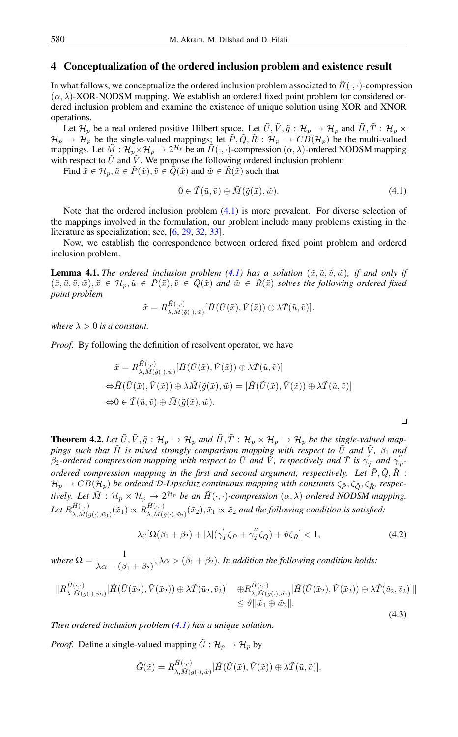## 4 Conceptualization of the ordered inclusion problem and existence result

In what follows, we conceptualize the ordered inclusion problem associated to $\tilde{H}(\cdot,\cdot)$-compression $(\alpha,\lambda)$-XOR-NODSM mapping. We establish an ordered fixed point problem for considered ordered inclusion problem and examine the existence of unique solution using XOR and XNOR operations.

Let $\mathcal{H}_p$ be a real ordered positive Hilbert space. Let $\tilde{U},\tilde{V},\tilde{g}:\mathcal{H}_p\to\mathcal{H}_p$ and $\tilde{H},\tilde{T}:\mathcal{H}_p\times\mathcal{H}_p\to\mathcal{H}_p$ be the single-valued mappings; let $\tilde{P},\tilde{Q},\tilde{R}:\mathcal{H}_p\to CB(\mathcal{H}_p)$ be the multi-valued mappings. Let $\tilde{M}:\mathcal{H}_p\times\mathcal{H}_p\to 2^{\mathcal{H}_p}$ be an $\tilde{H}(\cdot,\cdot)$-compression $(\alpha,\lambda)$-ordered NODSM mapping with respect to $\tilde{U}$ and $\tilde{V}$. We propose the following ordered inclusion problem:

Find $\tilde{x}\in\mathcal{H}_p, \tilde{u}\in\tilde{P}(\tilde{x}), \tilde{v}\in\tilde{Q}(\tilde{x})$ and $\tilde{w}\in\tilde{R}(\tilde{x})$ such that

$$0\in\tilde{T}(\tilde{u},\tilde{v})\oplus\tilde{M}(\tilde{g}(\tilde{x}),\tilde{w}). \tag{4.1}$$

Note that the ordered inclusion problem (4.1) is more prevalent. For diverse selection of the mappings involved in the formulation, our problem include many problems existing in the literature as specialization; see, [6, 29, 32, 33].

Now, we establish the correspondence between ordered fixed point problem and ordered inclusion problem.

**Lemma 4.1.** *The ordered inclusion problem (4.1) has a solution $(\tilde{x},\tilde{u},\tilde{v},\tilde{w})$, if and only if $(\tilde{x},\tilde{u},\tilde{v},\tilde{w}), \tilde{x}\in\mathcal{H}_p, \tilde{u}\in\tilde{P}(\tilde{x}), \tilde{v}\in\tilde{Q}(\tilde{x})$ and $\tilde{w}\in\tilde{R}(\tilde{x})$ solves the following ordered fixed point problem*

$$\tilde{x}=R^{\tilde{H}(\cdot,\cdot)}_{\lambda,\tilde{M}(\tilde{g}(\cdot),\tilde{w})}[\tilde{H}(\tilde{U}(\tilde{x}),\tilde{V}(\tilde{x}))\oplus\lambda\tilde{T}(\tilde{u},\tilde{v})].$$

*where $\lambda>0$ is a constant.*

*Proof.* By following the definition of resolvent operator, we have

$$\begin{aligned}
&\tilde{x}=R^{\tilde{H}(\cdot,\cdot)}_{\lambda,\tilde{M}(\tilde{g}(\cdot),\tilde{w})}[\tilde{H}(\tilde{U}(\tilde{x}),\tilde{V}(\tilde{x}))\oplus\lambda\tilde{T}(\tilde{u},\tilde{v})]\\
\Leftrightarrow&\tilde{H}(\tilde{U}(\tilde{x}),\tilde{V}(\tilde{x}))\oplus\lambda\tilde{M}(\tilde{g}(\tilde{x}),\tilde{w})=[\tilde{H}(\tilde{U}(\tilde{x}),\tilde{V}(\tilde{x}))\oplus\lambda\tilde{T}(\tilde{u},\tilde{v})]\\
\Leftrightarrow&0\in\tilde{T}(\tilde{u},\tilde{v})\oplus\tilde{M}(\tilde{g}(\tilde{x}),\tilde{w}).
\end{aligned}$$

□

**Theorem 4.2.** *Let $\tilde{U},\tilde{V},\tilde{g}:\mathcal{H}_p\to\mathcal{H}_p$ and $\tilde{H},\tilde{T}:\mathcal{H}_p\times\mathcal{H}_p\to\mathcal{H}_p$ be the single-valued mappings such that $\tilde{H}$ is mixed strongly comparison mapping with respect to $\tilde{U}$ and $\tilde{V}$, $\beta_1$ and $\beta_2$-ordered compression mapping with respect to $\tilde{U}$ and $\tilde{V}$, respectively and $\tilde{T}$ is $\gamma^{'}_{\tilde{T}}$ and $\gamma^{''}_{\tilde{T}}$-ordered compression mapping in the first and second argument, respectively. Let $\tilde{P},\tilde{Q},\tilde{R}:\mathcal{H}_p\to CB(\mathcal{H}_p)$ be ordered $\mathcal{D}$-Lipschitz continuous mapping with constants $\zeta_{\tilde{P}},\zeta_{\tilde{Q}},\zeta_{\tilde{R}}$, respectively. Let $\tilde{M}:\mathcal{H}_p\times\mathcal{H}_p\to 2^{\mathcal{H}_p}$ be an $\tilde{H}(\cdot,\cdot)$-compression $(\alpha,\lambda)$ ordered NODSM mapping. Let $R^{\tilde{H}(\cdot,\cdot)}_{\lambda,\tilde{M}(g(\cdot),\tilde{w}_1)}(\tilde{x}_1)\propto R^{\tilde{H}(\cdot,\cdot)}_{\lambda,\tilde{M}(g(\cdot),\tilde{w}_2)}(\tilde{x}_2), \tilde{x}_1\propto\tilde{x}_2$ and the following condition is satisfied:*

$$\lambda c[\Omega(\beta_1+\beta_2)+|\lambda|(\gamma^{'}_{\tilde{T}}\zeta_{\tilde{P}}+\gamma^{''}_{\tilde{T}}\zeta_{\tilde{Q}})+\vartheta\zeta_{\tilde{R}}]<1, \tag{4.2}$$

*where $\Omega=\dfrac{1}{\lambda\alpha-(\beta_1+\beta_2)}, \lambda\alpha>(\beta_1+\beta_2)$. In addition the following condition holds:*

$$\begin{aligned}
\|R^{\tilde{H}(\cdot,\cdot)}_{\lambda,\tilde{M}(g(\cdot),\tilde{w}_1)}[\tilde{H}(\tilde{U}(\tilde{x}_2),\tilde{V}(\tilde{x}_2))\oplus\lambda\tilde{T}(\tilde{u}_2,\tilde{v}_2)]\quad&\oplus R^{\tilde{H}(\cdot,\cdot)}_{\lambda,\tilde{M}(\tilde{g}(\cdot),\tilde{w}_2)}[\tilde{H}(\tilde{U}(\tilde{x}_2),\tilde{V}(\tilde{x}_2))\oplus\lambda\tilde{T}(\tilde{u}_2,\tilde{v}_2)]\|\\
&\leq\vartheta\|\tilde{w}_1\oplus\tilde{w}_2\|.
\end{aligned} \tag{4.3}$$

*Then ordered inclusion problem (4.1) has a unique solution.*

*Proof.* Define a single-valued mapping $\tilde{G}:\mathcal{H}_p\to\mathcal{H}_p$ by

$$\tilde{G}(\tilde{x})=R^{\tilde{H}(\cdot,\cdot)}_{\lambda,\tilde{M}(g(\cdot),\tilde{w})}[\tilde{H}(\tilde{U}(\tilde{x}),\tilde{V}(\tilde{x}))\oplus\lambda\tilde{T}(\tilde{u},\tilde{v})].$$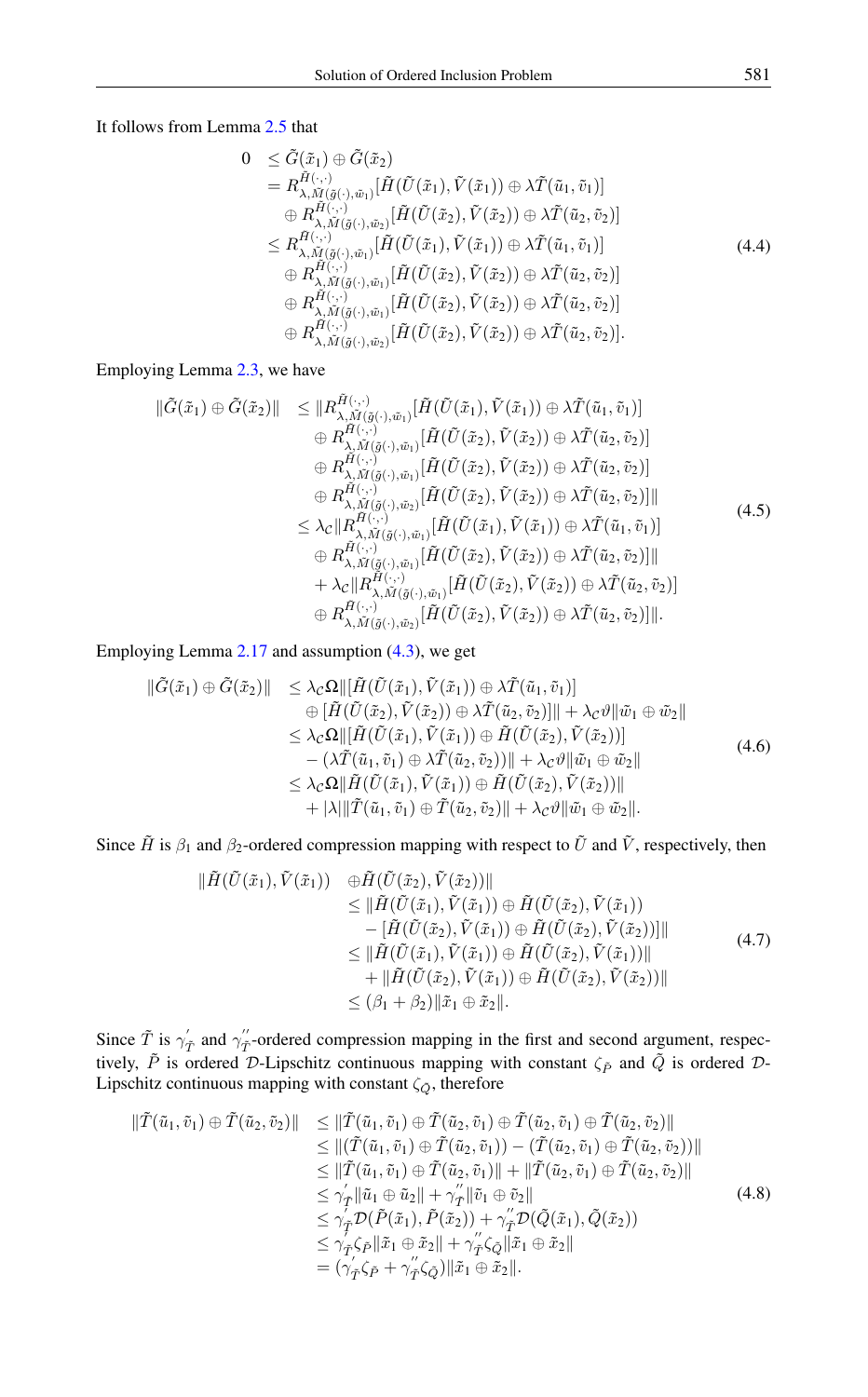It follows from Lemma 2.5 that

$$
\begin{aligned}
0 &\leq \tilde{G}(\tilde{x}_1) \oplus \tilde{G}(\tilde{x}_2) \\
&= R^{\tilde{H}(\cdot,\cdot)}_{\lambda,\tilde{M}(\tilde{g}(\cdot),\tilde{w}_1)}[\tilde{H}(\tilde{U}(\tilde{x}_1),\tilde{V}(\tilde{x}_1)) \oplus \lambda\tilde{T}(\tilde{u}_1,\tilde{v}_1)] \\
&\quad \oplus R^{\tilde{H}(\cdot,\cdot)}_{\lambda,\tilde{M}(\tilde{g}(\cdot),\tilde{w}_2)}[\tilde{H}(\tilde{U}(\tilde{x}_2),\tilde{V}(\tilde{x}_2)) \oplus \lambda\tilde{T}(\tilde{u}_2,\tilde{v}_2)] \\
&\leq R^{\tilde{H}(\cdot,\cdot)}_{\lambda,\tilde{M}(\tilde{g}(\cdot),\tilde{w}_1)}[\tilde{H}(\tilde{U}(\tilde{x}_1),\tilde{V}(\tilde{x}_1)) \oplus \lambda\tilde{T}(\tilde{u}_1,\tilde{v}_1)] \\
&\quad \oplus R^{\tilde{H}(\cdot,\cdot)}_{\lambda,\tilde{M}(\tilde{g}(\cdot),\tilde{w}_1)}[\tilde{H}(\tilde{U}(\tilde{x}_2),\tilde{V}(\tilde{x}_2)) \oplus \lambda\tilde{T}(\tilde{u}_2,\tilde{v}_2)] \\
&\quad \oplus R^{\tilde{H}(\cdot,\cdot)}_{\lambda,\tilde{M}(\tilde{g}(\cdot),\tilde{w}_1)}[\tilde{H}(\tilde{U}(\tilde{x}_2),\tilde{V}(\tilde{x}_2)) \oplus \lambda\tilde{T}(\tilde{u}_2,\tilde{v}_2)] \\
&\quad \oplus R^{\tilde{H}(\cdot,\cdot)}_{\lambda,\tilde{M}(\tilde{g}(\cdot),\tilde{w}_2)}[\tilde{H}(\tilde{U}(\tilde{x}_2),\tilde{V}(\tilde{x}_2)) \oplus \lambda\tilde{T}(\tilde{u}_2,\tilde{v}_2)].
\end{aligned}
\tag{4.4}
$$

Employing Lemma 2.3, we have

$$
\begin{aligned}
\|\tilde{G}(\tilde{x}_1) \oplus \tilde{G}(\tilde{x}_2)\| &\leq \|R^{\tilde{H}(\cdot,\cdot)}_{\lambda,\tilde{M}(\tilde{g}(\cdot),\tilde{w}_1)}[\tilde{H}(\tilde{U}(\tilde{x}_1),\tilde{V}(\tilde{x}_1)) \oplus \lambda\tilde{T}(\tilde{u}_1,\tilde{v}_1)] \\
&\quad \oplus R^{\tilde{H}(\cdot,\cdot)}_{\lambda,\tilde{M}(\tilde{g}(\cdot),\tilde{w}_1)}[\tilde{H}(\tilde{U}(\tilde{x}_2),\tilde{V}(\tilde{x}_2)) \oplus \lambda\tilde{T}(\tilde{u}_2,\tilde{v}_2)] \\
&\quad \oplus R^{\tilde{H}(\cdot,\cdot)}_{\lambda,\tilde{M}(\tilde{g}(\cdot),\tilde{w}_1)}[\tilde{H}(\tilde{U}(\tilde{x}_2),\tilde{V}(\tilde{x}_2)) \oplus \lambda\tilde{T}(\tilde{u}_2,\tilde{v}_2)] \\
&\quad \oplus R^{\tilde{H}(\cdot,\cdot)}_{\lambda,\tilde{M}(\tilde{g}(\cdot),\tilde{w}_2)}[\tilde{H}(\tilde{U}(\tilde{x}_2),\tilde{V}(\tilde{x}_2)) \oplus \lambda\tilde{T}(\tilde{u}_2,\tilde{v}_2)]\| \\
&\leq \lambda_{\mathcal{C}}\|R^{\tilde{H}(\cdot,\cdot)}_{\lambda,\tilde{M}(\tilde{g}(\cdot),\tilde{w}_1)}[\tilde{H}(\tilde{U}(\tilde{x}_1),\tilde{V}(\tilde{x}_1)) \oplus \lambda\tilde{T}(\tilde{u}_1,\tilde{v}_1)] \\
&\quad \oplus R^{\tilde{H}(\cdot,\cdot)}_{\lambda,\tilde{M}(\tilde{g}(\cdot),\tilde{w}_1)}[\tilde{H}(\tilde{U}(\tilde{x}_2),\tilde{V}(\tilde{x}_2)) \oplus \lambda\tilde{T}(\tilde{u}_2,\tilde{v}_2)]\| \\
&\quad + \lambda_{\mathcal{C}}\|R^{\tilde{H}(\cdot,\cdot)}_{\lambda,\tilde{M}(\tilde{g}(\cdot),\tilde{w}_1)}[\tilde{H}(\tilde{U}(\tilde{x}_2),\tilde{V}(\tilde{x}_2)) \oplus \lambda\tilde{T}(\tilde{u}_2,\tilde{v}_2)] \\
&\quad \oplus R^{\tilde{H}(\cdot,\cdot)}_{\lambda,\tilde{M}(\tilde{g}(\cdot),\tilde{w}_2)}[\tilde{H}(\tilde{U}(\tilde{x}_2),\tilde{V}(\tilde{x}_2)) \oplus \lambda\tilde{T}(\tilde{u}_2,\tilde{v}_2)]\|.
\end{aligned}
\tag{4.5}
$$

Employing Lemma 2.17 and assumption (4.3), we get

$$
\begin{aligned}
\|\tilde{G}(\tilde{x}_1) \oplus \tilde{G}(\tilde{x}_2)\| &\leq \lambda_{\mathcal{C}}\Omega\|[\tilde{H}(\tilde{U}(\tilde{x}_1),\tilde{V}(\tilde{x}_1)) \oplus \lambda\tilde{T}(\tilde{u}_1,\tilde{v}_1)] \\
&\quad \oplus [\tilde{H}(\tilde{U}(\tilde{x}_2),\tilde{V}(\tilde{x}_2)) \oplus \lambda\tilde{T}(\tilde{u}_2,\tilde{v}_2)]\| + \lambda_{\mathcal{C}}\vartheta\|\tilde{w}_1 \oplus \tilde{w}_2\| \\
&\leq \lambda_{\mathcal{C}}\Omega\|[\tilde{H}(\tilde{U}(\tilde{x}_1),\tilde{V}(\tilde{x}_1)) \oplus \tilde{H}(\tilde{U}(\tilde{x}_2),\tilde{V}(\tilde{x}_2))] \\
&\quad - (\lambda\tilde{T}(\tilde{u}_1,\tilde{v}_1) \oplus \lambda\tilde{T}(\tilde{u}_2,\tilde{v}_2))\| + \lambda_{\mathcal{C}}\vartheta\|\tilde{w}_1 \oplus \tilde{w}_2\| \\
&\leq \lambda_{\mathcal{C}}\Omega\|\tilde{H}(\tilde{U}(\tilde{x}_1),\tilde{V}(\tilde{x}_1)) \oplus \tilde{H}(\tilde{U}(\tilde{x}_2),\tilde{V}(\tilde{x}_2))\| \\
&\quad + |\lambda|\|\tilde{T}(\tilde{u}_1,\tilde{v}_1) \oplus \tilde{T}(\tilde{u}_2,\tilde{v}_2)\| + \lambda_{\mathcal{C}}\vartheta\|\tilde{w}_1 \oplus \tilde{w}_2\|.
\end{aligned}
\tag{4.6}
$$

Since $\tilde{H}$ is $\beta_1$ and $\beta_2$-ordered compression mapping with respect to $\tilde{U}$ and $\tilde{V}$, respectively, then

$$
\begin{aligned}
\|\tilde{H}(\tilde{U}(\tilde{x}_1),\tilde{V}(\tilde{x}_1)) &\oplus \tilde{H}(\tilde{U}(\tilde{x}_2),\tilde{V}(\tilde{x}_2))\| \\
&\leq \|\tilde{H}(\tilde{U}(\tilde{x}_1),\tilde{V}(\tilde{x}_1)) \oplus \tilde{H}(\tilde{U}(\tilde{x}_2),\tilde{V}(\tilde{x}_1)) \\
&\quad - [\tilde{H}(\tilde{U}(\tilde{x}_2),\tilde{V}(\tilde{x}_1)) \oplus \tilde{H}(\tilde{U}(\tilde{x}_2),\tilde{V}(\tilde{x}_2))]\| \\
&\leq \|\tilde{H}(\tilde{U}(\tilde{x}_1),\tilde{V}(\tilde{x}_1)) \oplus \tilde{H}(\tilde{U}(\tilde{x}_2),\tilde{V}(\tilde{x}_1))\| \\
&\quad + \|\tilde{H}(\tilde{U}(\tilde{x}_2),\tilde{V}(\tilde{x}_1)) \oplus \tilde{H}(\tilde{U}(\tilde{x}_2),\tilde{V}(\tilde{x}_2))\| \\
&\leq (\beta_1 + \beta_2)\|\tilde{x}_1 \oplus \tilde{x}_2\|.
\end{aligned}
\tag{4.7}
$$

Since $\tilde{T}$ is $\gamma'_{\tilde{T}}$ and $\gamma''_{\tilde{T}}$-ordered compression mapping in the first and second argument, respectively, $\tilde{P}$ is ordered $\mathcal{D}$-Lipschitz continuous mapping with constant $\zeta_{\tilde{P}}$ and $\tilde{Q}$ is ordered $\mathcal{D}$-Lipschitz continuous mapping with constant $\zeta_{\tilde{Q}}$, therefore

$$
\begin{aligned}
\|\tilde{T}(\tilde{u}_1,\tilde{v}_1) \oplus \tilde{T}(\tilde{u}_2,\tilde{v}_2)\| &\leq \|\tilde{T}(\tilde{u}_1,\tilde{v}_1) \oplus \tilde{T}(\tilde{u}_2,\tilde{v}_1) \oplus \tilde{T}(\tilde{u}_2,\tilde{v}_1) \oplus \tilde{T}(\tilde{u}_2,\tilde{v}_2)\| \\
&\leq \|(\tilde{T}(\tilde{u}_1,\tilde{v}_1) \oplus \tilde{T}(\tilde{u}_2,\tilde{v}_1)) - (\tilde{T}(\tilde{u}_2,\tilde{v}_1) \oplus \tilde{T}(\tilde{u}_2,\tilde{v}_2))\| \\
&\leq \|\tilde{T}(\tilde{u}_1,\tilde{v}_1) \oplus \tilde{T}(\tilde{u}_2,\tilde{v}_1)\| + \|\tilde{T}(\tilde{u}_2,\tilde{v}_1) \oplus \tilde{T}(\tilde{u}_2,\tilde{v}_2)\| \\
&\leq \gamma'_{\tilde{T}}\|\tilde{u}_1 \oplus \tilde{u}_2\| + \gamma''_{\tilde{T}}\|\tilde{v}_1 \oplus \tilde{v}_2\| \\
&\leq \gamma'_{\tilde{T}}\mathcal{D}(\tilde{P}(\tilde{x}_1),\tilde{P}(\tilde{x}_2)) + \gamma''_{\tilde{T}}\mathcal{D}(\tilde{Q}(\tilde{x}_1),\tilde{Q}(\tilde{x}_2)) \\
&\leq \gamma'_{\tilde{T}}\zeta_{\tilde{P}}\|\tilde{x}_1 \oplus \tilde{x}_2\| + \gamma''_{\tilde{T}}\zeta_{\tilde{Q}}\|\tilde{x}_1 \oplus \tilde{x}_2\| \\
&= (\gamma'_{\tilde{T}}\zeta_{\tilde{P}} + \gamma''_{\tilde{T}}\zeta_{\tilde{Q}})\|\tilde{x}_1 \oplus \tilde{x}_2\|.
\end{aligned}
\tag{4.8}
$$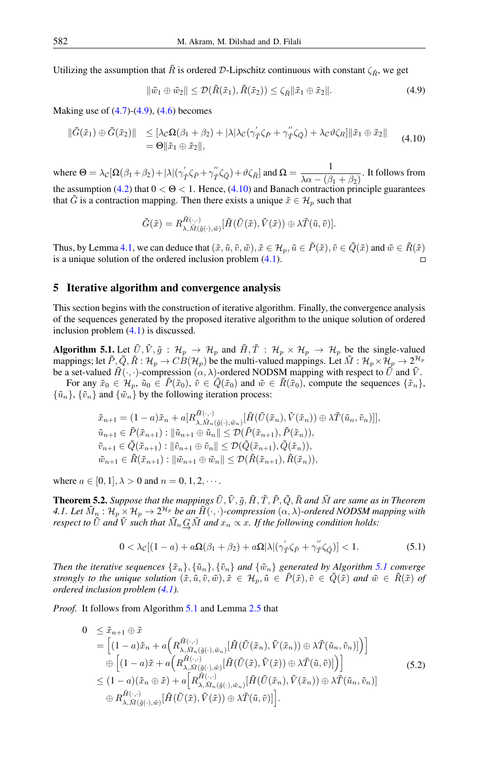Utilizing the assumption that $\tilde{R}$ is ordered $\mathcal{D}$-Lipschitz continuous with constant $\zeta_{\tilde{R}}$, we get

$$\|\tilde{w}_1 \oplus \tilde{w}_2\| \leq \mathcal{D}(\tilde{R}(\tilde{x}_1), \tilde{R}(\tilde{x}_2)) \leq \zeta_{\tilde{R}}\|\tilde{x}_1 \oplus \tilde{x}_2\|. \tag{4.9}$$

Making use of (4.7)-(4.9), (4.6) becomes

$$\begin{aligned} \|\tilde{G}(\tilde{x}_1) \oplus \tilde{G}(\tilde{x}_2)\| &\leq [\lambda_{\mathcal{C}}\Omega(\beta_1 + \beta_2) + |\lambda|\lambda_{\mathcal{C}}(\gamma^{'}_{\tilde{T}}\zeta_{\tilde{P}} + \gamma^{''}_{\tilde{T}}\zeta_{\tilde{Q}}) + \lambda_{\mathcal{C}}\vartheta\zeta_{\tilde{R}}]\|\tilde{x}_1 \oplus \tilde{x}_2\| \\ &= \Theta\|\tilde{x}_1 \oplus \tilde{x}_2\|, \end{aligned} \tag{4.10}$$

where $\Theta = \lambda_{\mathcal{C}}[\Omega(\beta_1+\beta_2)+|\lambda|(\gamma^{'}_{\tilde{T}}\zeta_{\tilde{P}}+\gamma^{''}_{\tilde{T}}\zeta_{\tilde{Q}})+\vartheta\zeta_{\tilde{R}}]$ and $\Omega = \dfrac{1}{\lambda\alpha - (\beta_1 + \beta_2)}$. It follows from the assumption (4.2) that $0 < \Theta < 1$. Hence, (4.10) and Banach contraction principle guarantees that $\tilde{G}$ is a contraction mapping. Then there exists a unique $\tilde{x} \in \mathcal{H}_p$ such that

$$\tilde{G}(\tilde{x}) = R^{\tilde{H}(\cdot,\cdot)}_{\lambda,\tilde{M}(\tilde{g}(\cdot),\tilde{w})}[\tilde{H}(\tilde{U}(\tilde{x}), \tilde{V}(\tilde{x})) \oplus \lambda\tilde{T}(\tilde{u}, \tilde{v})].$$

Thus, by Lemma 4.1, we can deduce that $(\tilde{x}, \tilde{u}, \tilde{v}, \tilde{w}), \tilde{x} \in \mathcal{H}_p, \tilde{u} \in \tilde{P}(\tilde{x}), \tilde{v} \in \tilde{Q}(\tilde{x})$ and $\tilde{w} \in \tilde{R}(\tilde{x})$ is a unique solution of the ordered inclusion problem (4.1). $\square$

## 5 Iterative algorithm and convergence analysis

This section begins with the construction of iterative algorithm. Finally, the convergence analysis of the sequences generated by the proposed iterative algorithm to the unique solution of ordered inclusion problem (4.1) is discussed.

**Algorithm 5.1.** Let $\tilde{U}, \tilde{V}, \tilde{g} : \mathcal{H}_p \to \mathcal{H}_p$ and $\tilde{H}, \tilde{T} : \mathcal{H}_p \times \mathcal{H}_p \to \mathcal{H}_p$ be the single-valued mappings; let $\tilde{P}, \tilde{Q}, \tilde{R} : \mathcal{H}_p \to CB(\mathcal{H}_p)$ be the multi-valued mappings. Let $\tilde{M} : \mathcal{H}_p \times \mathcal{H}_p \to 2^{\mathcal{H}_p}$ be a set-valued $\tilde{H}(\cdot, \cdot)$-compression $(\alpha, \lambda)$-ordered NODSM mapping with respect to $\tilde{U}$ and $\tilde{V}$.

For any $\tilde{x}_0 \in \mathcal{H}_p$, $\tilde{u}_0 \in \tilde{P}(\tilde{x}_0)$, $\tilde{v} \in \tilde{Q}(\tilde{x}_0)$ and $\tilde{w} \in \tilde{R}(\tilde{x}_0)$, compute the sequences $\{\tilde{x}_n\}$, $\{\tilde{u}_n\}$, $\{\tilde{v}_n\}$ and $\{\tilde{w}_n\}$ by the following iteration process:

$$\begin{aligned} &\tilde{x}_{n+1} = (1 - a)\tilde{x}_n + a[R^{\tilde{H}(\cdot,\cdot)}_{\lambda,\tilde{M}_n(\tilde{g}(\cdot),\tilde{w}_n)}[\tilde{H}(\tilde{U}(\tilde{x}_n), \tilde{V}(\tilde{x}_n)) \oplus \lambda\tilde{T}(\tilde{u}_n, \tilde{v}_n)]], \\ &\tilde{u}_{n+1} \in \tilde{P}(\tilde{x}_{n+1}) : \|\tilde{u}_{n+1} \oplus \tilde{u}_n\| \leq \mathcal{D}(\tilde{P}(\tilde{x}_{n+1}), \tilde{P}(\tilde{x}_n)), \\ &\tilde{v}_{n+1} \in \tilde{Q}(\tilde{x}_{n+1}) : \|\tilde{v}_{n+1} \oplus \tilde{v}_n\| \leq \mathcal{D}(\tilde{Q}(\tilde{x}_{n+1}), \tilde{Q}(\tilde{x}_n)), \\ &\tilde{w}_{n+1} \in \tilde{R}(\tilde{x}_{n+1}) : \|\tilde{w}_{n+1} \oplus \tilde{w}_n\| \leq \mathcal{D}(\tilde{R}(\tilde{x}_{n+1}), \tilde{R}(\tilde{x}_n)), \end{aligned}$$

where $a \in [0, 1], \lambda > 0$ and $n = 0, 1, 2, \cdots$.

**Theorem 5.2.** *Suppose that the mappings $\tilde{U}, \tilde{V}, \tilde{g}, \tilde{H}, \tilde{T}, \tilde{P}, \tilde{Q}, \tilde{R}$ and $\tilde{M}$ are same as in Theorem 4.1. Let $\tilde{M}_n : \mathcal{H}_p \times \mathcal{H}_p \to 2^{\mathcal{H}_p}$ be an $\tilde{H}(\cdot, \cdot)$-compression $(\alpha, \lambda)$-ordered NODSM mapping with respect to $\tilde{U}$ and $\tilde{V}$ such that $\tilde{M}_n \underset{\to}{G} \tilde{M}$ and $x_n \propto x$. If the following condition holds:*

$$0 < \lambda_{\mathcal{C}}[(1 - a) + a\Omega(\beta_1 + \beta_2) + a\Omega|\lambda|(\gamma^{'}_{\tilde{T}}\zeta_{\tilde{P}} + \gamma^{''}_{\tilde{T}}\zeta_{\tilde{Q}})] < 1. \tag{5.1}$$

*Then the iterative sequences $\{\tilde{x}_n\}, \{\tilde{u}_n\}, \{\tilde{v}_n\}$ and $\{\tilde{w}_n\}$ generated by Algorithm 5.1 converge strongly to the unique solution $(\tilde{x}, \tilde{u}, \tilde{v}, \tilde{w}), \tilde{x} \in \mathcal{H}_p, \tilde{u} \in \tilde{P}(\tilde{x}), \tilde{v} \in \tilde{Q}(\tilde{x})$ and $\tilde{w} \in \tilde{R}(\tilde{x})$ of ordered inclusion problem (4.1).*

*Proof.* It follows from Algorithm 5.1 and Lemma 2.5 that

$$\begin{aligned} 0 &\leq \tilde{x}_{n+1} \oplus \tilde{x} \\ &= \Big[(1 - a)\tilde{x}_n + a\Big(R^{\tilde{H}(\cdot,\cdot)}_{\lambda,\tilde{M}_n(\tilde{g}(\cdot),\tilde{w}_n)}[\tilde{H}(\tilde{U}(\tilde{x}_n), \tilde{V}(\tilde{x}_n)) \oplus \lambda\tilde{T}(\tilde{u}_n, \tilde{v}_n)]\Big)\Big] \\ &\quad \oplus \Big[(1 - a)\tilde{x} + a\Big(R^{\tilde{H}(\cdot,\cdot)}_{\lambda,\tilde{M}(\tilde{g}(\cdot),\tilde{w})}[\tilde{H}(\tilde{U}(\tilde{x}), \tilde{V}(\tilde{x})) \oplus \lambda\tilde{T}(\tilde{u}, \tilde{v})]\Big)\Big] \\ &\leq (1 - a)(\tilde{x}_n \oplus \tilde{x}) + a\Big[R^{\tilde{H}(\cdot,\cdot)}_{\lambda,\tilde{M}_n(\tilde{g}(\cdot),\tilde{w}_n)}[\tilde{H}(\tilde{U}(\tilde{x}_n), \tilde{V}(\tilde{x}_n)) \oplus \lambda\tilde{T}(\tilde{u}_n, \tilde{v}_n)] \\ &\quad \oplus R^{\tilde{H}(\cdot,\cdot)}_{\lambda,\tilde{M}(\tilde{g}(\cdot),\tilde{w})}[\tilde{H}(\tilde{U}(\tilde{x}), \tilde{V}(\tilde{x})) \oplus \lambda\tilde{T}(\tilde{u}, \tilde{v})]\Big]. \end{aligned} \tag{5.2}$$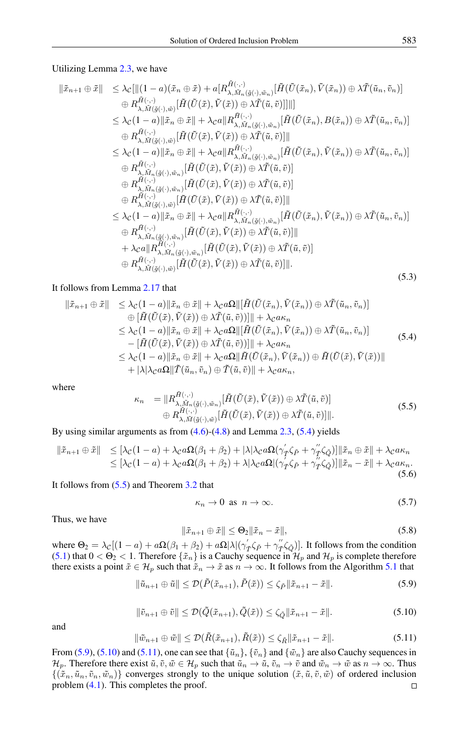Utilizing Lemma 2.3, we have

$$
\begin{aligned}
\|\tilde{x}_{n+1} \oplus \tilde{x}\| &\leq \lambda_{\mathcal{C}}[\|(1-a)(\tilde{x}_n \oplus \tilde{x}) + a[R^{\tilde{H}(\cdot,\cdot)}_{\lambda,\tilde{M}_n(\tilde{g}(\cdot),\tilde{w}_n)}[\tilde{H}(\tilde{U}(\tilde{x}_n),\tilde{V}(\tilde{x}_n)) \oplus \lambda\tilde{T}(\tilde{u}_n,\tilde{v}_n)] \\
&\quad \oplus R^{\tilde{H}(\cdot,\cdot)}_{\lambda,\tilde{M}(\tilde{g}(\cdot),\tilde{w})}[\tilde{H}(\tilde{U}(\tilde{x}),\tilde{V}(\tilde{x})) \oplus \lambda\tilde{T}(\tilde{u},\tilde{v})]]\|] \\
&\leq \lambda_{\mathcal{C}}(1-a)\|\tilde{x}_n \oplus \tilde{x}\| + \lambda_{\mathcal{C}} a\|R^{\tilde{H}(\cdot,\cdot)}_{\lambda,\tilde{M}_n(\tilde{g}(\cdot),\tilde{w}_n)}[\tilde{H}(\tilde{U}(\tilde{x}_n),B(\tilde{x}_n)) \oplus \lambda\tilde{T}(\tilde{u}_n,\tilde{v}_n)] \\
&\quad \oplus R^{\tilde{H}(\cdot,\cdot)}_{\lambda,\tilde{M}(\tilde{g}(\cdot),\tilde{w})}[\tilde{H}(\tilde{U}(\tilde{x}),\tilde{V}(\tilde{x})) \oplus \lambda\tilde{T}(\tilde{u},\tilde{v})]\| \\
&\leq \lambda_{\mathcal{C}}(1-a)\|\tilde{x}_n \oplus \tilde{x}\| + \lambda_{\mathcal{C}} a\|R^{\tilde{H}(\cdot,\cdot)}_{\lambda,\tilde{M}_n(\tilde{g}(\cdot),\tilde{w}_n)}[\tilde{H}(\tilde{U}(\tilde{x}_n),\tilde{V}(\tilde{x}_n)) \oplus \lambda\tilde{T}(\tilde{u}_n,\tilde{v}_n)] \\
&\quad \oplus R^{\tilde{H}(\cdot,\cdot)}_{\lambda,\tilde{M}_n(\tilde{g}(\cdot),\tilde{w}_n)}[\tilde{H}(\tilde{U}(\tilde{x}),\tilde{V}(\tilde{x})) \oplus \lambda\tilde{T}(\tilde{u},\tilde{v})] \\
&\quad \oplus R^{\tilde{H}(\cdot,\cdot)}_{\lambda,\tilde{M}_n(\tilde{g}(\cdot),\tilde{w}_n)}[\tilde{H}(\tilde{U}(\tilde{x}),\tilde{V}(\tilde{x})) \oplus \lambda\tilde{T}(\tilde{u},\tilde{v})] \\
&\quad \oplus R^{\tilde{H}(\cdot,\cdot)}_{\lambda,\tilde{M}(\tilde{g}(\cdot),\tilde{w})}[\tilde{H}(\tilde{U}(\tilde{x}),\tilde{V}(\tilde{x})) \oplus \lambda\tilde{T}(\tilde{u},\tilde{v})]\| \\
&\leq \lambda_{\mathcal{C}}(1-a)\|\tilde{x}_n \oplus \tilde{x}\| + \lambda_{\mathcal{C}} a\|R^{\tilde{H}(\cdot,\cdot)}_{\lambda,\tilde{M}_n(\tilde{g}(\cdot),\tilde{w}_n)}[\tilde{H}(\tilde{U}(\tilde{x}_n),\tilde{V}(\tilde{x}_n)) \oplus \lambda\tilde{T}(\tilde{u}_n,\tilde{v}_n)] \\
&\quad \oplus R^{\tilde{H}(\cdot,\cdot)}_{\lambda,\tilde{M}_n(\tilde{g}(\cdot),\tilde{w}_n)}[\tilde{H}(\tilde{U}(\tilde{x}),\tilde{V}(\tilde{x})) \oplus \lambda\tilde{T}(\tilde{u},\tilde{v})]\| \\
&\quad + \lambda_{\mathcal{C}} a\|R^{\tilde{H}(\cdot,\cdot)}_{\lambda,\tilde{M}_n(\tilde{g}(\cdot),\tilde{w}_n)}[\tilde{H}(\tilde{U}(\tilde{x}),\tilde{V}(\tilde{x})) \oplus \lambda\tilde{T}(\tilde{u},\tilde{v})] \\
&\quad \oplus R^{\tilde{H}(\cdot,\cdot)}_{\lambda,\tilde{M}(\tilde{g}(\cdot),\tilde{w})}[\tilde{H}(\tilde{U}(\tilde{x}),\tilde{V}(\tilde{x})) \oplus \lambda\tilde{T}(\tilde{u},\tilde{v})]\|.
\end{aligned}
\tag{5.3}
$$

It follows from Lemma 2.17 that

$$
\begin{aligned}
\|\tilde{x}_{n+1} \oplus \tilde{x}\| &\leq \lambda_{\mathcal{C}}(1-a)\|\tilde{x}_n \oplus \tilde{x}\| + \lambda_{\mathcal{C}} a\Omega\|[\tilde{H}(\tilde{U}(\tilde{x}_n),\tilde{V}(\tilde{x}_n)) \oplus \lambda\tilde{T}(\tilde{u}_n,\tilde{v}_n)] \\
&\quad \oplus [\tilde{H}(\tilde{U}(\tilde{x}),\tilde{V}(\tilde{x})) \oplus \lambda\tilde{T}(\tilde{u},\tilde{v})]\| + \lambda_{\mathcal{C}} a\kappa_n \\
&\leq \lambda_{\mathcal{C}}(1-a)\|\tilde{x}_n \oplus \tilde{x}\| + \lambda_{\mathcal{C}} a\Omega\|[\tilde{H}(\tilde{U}(\tilde{x}_n),\tilde{V}(\tilde{x}_n)) \oplus \lambda\tilde{T}(\tilde{u}_n,\tilde{v}_n)] \\
&\quad - [\tilde{H}(\tilde{U}(\tilde{x}),\tilde{V}(\tilde{x})) \oplus \lambda\tilde{T}(\tilde{u},\tilde{v})]\| + \lambda_{\mathcal{C}} a\kappa_n \\
&\leq \lambda_{\mathcal{C}}(1-a)\|\tilde{x}_n \oplus \tilde{x}\| + \lambda_{\mathcal{C}} a\Omega\|\tilde{H}(\tilde{U}(\tilde{x}_n),\tilde{V}(\tilde{x}_n)) \oplus \tilde{H}(\tilde{U}(\tilde{x}),\tilde{V}(\tilde{x}))\| \\
&\quad + |\lambda|\lambda_{\mathcal{C}} a\Omega\|\tilde{T}(\tilde{u}_n,\tilde{v}_n) \oplus \tilde{T}(\tilde{u},\tilde{v})\| + \lambda_{\mathcal{C}} a\kappa_n,
\end{aligned}
\tag{5.4}
$$

where

$$
\begin{aligned}
\kappa_n &= \|R^{\tilde{H}(\cdot,\cdot)}_{\lambda,\tilde{M}_n(\tilde{g}(\cdot),\tilde{w}_n)}[\tilde{H}(\tilde{U}(\tilde{x}),\tilde{V}(\tilde{x})) \oplus \lambda\tilde{T}(\tilde{u},\tilde{v})] \\
&\quad \oplus R^{\tilde{H}(\cdot,\cdot)}_{\lambda,\tilde{M}(\tilde{g}(\cdot),\tilde{w})}[\tilde{H}(\tilde{U}(\tilde{x}),\tilde{V}(\tilde{x})) \oplus \lambda\tilde{T}(\tilde{u},\tilde{v})]\|.
\end{aligned}
\tag{5.5}
$$

By using similar arguments as from (4.6)-(4.8) and Lemma 2.3, (5.4) yields

$$
\begin{aligned}
\|\tilde{x}_{n+1} \oplus \tilde{x}\| &\leq [\lambda_{\mathcal{C}}(1-a) + \lambda_{\mathcal{C}} a\Omega(\beta_1+\beta_2) + |\lambda|\lambda_{\mathcal{C}} a\Omega(\gamma^{'}_{\tilde{T}}\zeta_{\tilde{P}} + \gamma^{''}_{\tilde{T}}\zeta_{\tilde{Q}})]\|\tilde{x}_n \oplus \tilde{x}\| + \lambda_{\mathcal{C}} a\kappa_n \\
&\leq [\lambda_{\mathcal{C}}(1-a) + \lambda_{\mathcal{C}} a\Omega(\beta_1+\beta_2) + \lambda|\lambda_{\mathcal{C}} a\Omega|(\gamma^{'}_{\tilde{T}}\zeta_{\tilde{P}} + \gamma^{''}_{\tilde{T}}\zeta_{\tilde{Q}})]\|\tilde{x}_n - \tilde{x}\| + \lambda_{\mathcal{C}} a\kappa_n.
\end{aligned}
\tag{5.6}
$$

It follows from (5.5) and Theorem 3.2 that

$$
\kappa_n \to 0 \ \text{ as } \ n \to \infty. \tag{5.7}
$$

Thus, we have

$$
\|\tilde{x}_{n+1} \oplus \tilde{x}\| \leq \Theta_2\|\tilde{x}_n - \tilde{x}\|, \tag{5.8}
$$

where $\Theta_2 = \lambda_{\mathcal{C}}[(1-a) + a\Omega(\beta_1+\beta_2) + a\Omega|\lambda|(\gamma^{'}_{\tilde{T}}\zeta_{\tilde{P}} + \gamma^{''}_{\tilde{T}}\zeta_{\tilde{Q}})]$. It follows from the condition (5.1) that $0 < \Theta_2 < 1$. Therefore $\{\tilde{x}_n\}$ is a Cauchy sequence in $\mathcal{H}_p$ and $\mathcal{H}_p$ is complete therefore there exists a point $\tilde{x} \in \mathcal{H}_p$ such that $\tilde{x}_n \to \tilde{x}$ as $n \to \infty$. It follows from the Algorithm 5.1 that

$$
\|\tilde{u}_{n+1} \oplus \tilde{u}\| \leq \mathcal{D}(\tilde{P}(\tilde{x}_{n+1}), \tilde{P}(\tilde{x})) \leq \zeta_{\tilde{P}}\|\tilde{x}_{n+1} - \tilde{x}\|. \tag{5.9}
$$

$$
\|\tilde{v}_{n+1} \oplus \tilde{v}\| \leq \mathcal{D}(\tilde{Q}(\tilde{x}_{n+1}), \tilde{Q}(\tilde{x})) \leq \zeta_{\tilde{Q}}\|\tilde{x}_{n+1} - \tilde{x}\|. \tag{5.10}
$$

and

$$
\|\tilde{w}_{n+1} \oplus \tilde{w}\| \leq \mathcal{D}(\tilde{R}(\tilde{x}_{n+1}), \tilde{R}(\tilde{x})) \leq \zeta_{\tilde{R}}\|\tilde{x}_{n+1} - \tilde{x}\|. \tag{5.11}
$$

From (5.9), (5.10) and (5.11), one can see that $\{\tilde{u}_n\}$, $\{\tilde{v}_n\}$ and $\{\tilde{w}_n\}$ are also Cauchy sequences in $\mathcal{H}_p$. Therefore there exist $\tilde{u}, \tilde{v}, \tilde{w} \in \mathcal{H}_p$ such that $\tilde{u}_n \to \tilde{u}$, $\tilde{v}_n \to \tilde{v}$ and $\tilde{w}_n \to \tilde{w}$ as $n \to \infty$. Thus $\{(\tilde{x}_n, \tilde{u}_n, \tilde{v}_n, \tilde{w}_n)\}$ converges strongly to the unique solution $(\tilde{x}, \tilde{u}, \tilde{v}, \tilde{w})$ of ordered inclusion problem (4.1). This completes the proof. □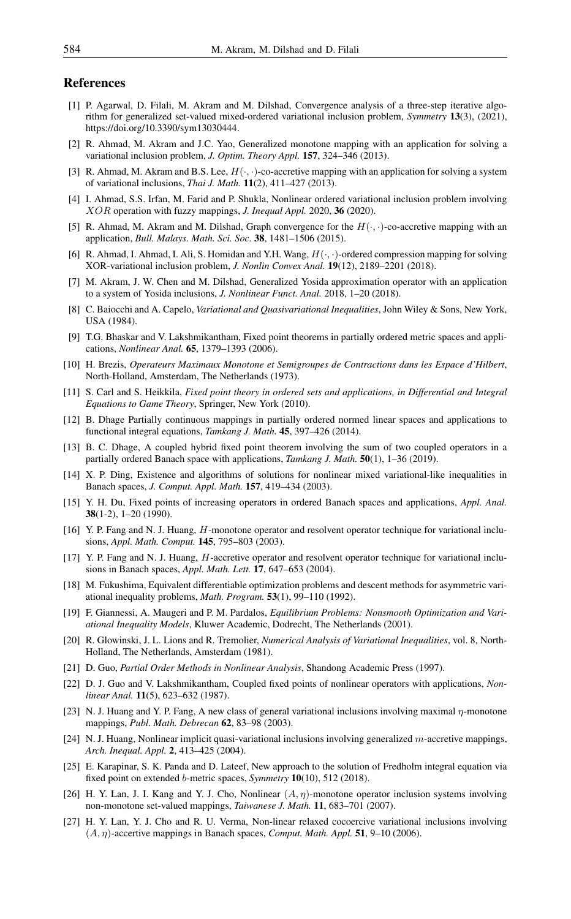## References

[1] P. Agarwal, D. Filali, M. Akram and M. Dilshad, Convergence analysis of a three-step iterative algorithm for generalized set-valued mixed-ordered variational inclusion problem, *Symmetry* **13**(3), (2021), https://doi.org/10.3390/sym13030444.

[2] R. Ahmad, M. Akram and J.C. Yao, Generalized monotone mapping with an application for solving a variational inclusion problem, *J. Optim. Theory Appl.* **157**, 324–346 (2013).

[3] R. Ahmad, M. Akram and B.S. Lee, $H(\cdot,\cdot)$-co-accretive mapping with an application for solving a system of variational inclusions, *Thai J. Math.* **11**(2), 411–427 (2013).

[4] I. Ahmad, S.S. Irfan, M. Farid and P. Shukla, Nonlinear ordered variational inclusion problem involving $XOR$ operation with fuzzy mappings, *J. Inequal Appl.* 2020, **36** (2020).

[5] R. Ahmad, M. Akram and M. Dilshad, Graph convergence for the $H(\cdot,\cdot)$-co-accretive mapping with an application, *Bull. Malays. Math. Sci. Soc.* **38**, 1481–1506 (2015).

[6] R. Ahmad, I. Ahmad, I. Ali, S. Homidan and Y.H. Wang, $H(\cdot,\cdot)$-ordered compression mapping for solving XOR-variational inclusion problem, *J. Nonlin Convex Anal.* **19**(12), 2189–2201 (2018).

[7] M. Akram, J. W. Chen and M. Dilshad, Generalized Yosida approximation operator with an application to a system of Yosida inclusions, *J. Nonlinear Funct. Anal.* 2018, 1–20 (2018).

[8] C. Baiocchi and A. Capelo, *Variational and Quasivariational Inequalities*, John Wiley & Sons, New York, USA (1984).

[9] T.G. Bhaskar and V. Lakshmikantham, Fixed point theorems in partially ordered metric spaces and applications, *Nonlinear Anal.* **65**, 1379–1393 (2006).

[10] H. Brezis, *Operateurs Maximaux Monotone et Semigroupes de Contractions dans les Espace d'Hilbert*, North-Holland, Amsterdam, The Netherlands (1973).

[11] S. Carl and S. Heikkila, *Fixed point theory in ordered sets and applications, in Differential and Integral Equations to Game Theory*, Springer, New York (2010).

[12] B. Dhage Partially continuous mappings in partially ordered normed linear spaces and applications to functional integral equations, *Tamkang J. Math.* **45**, 397–426 (2014).

[13] B. C. Dhage, A coupled hybrid fixed point theorem involving the sum of two coupled operators in a partially ordered Banach space with applications, *Tamkang J. Math.* **50**(1), 1–36 (2019).

[14] X. P. Ding, Existence and algorithms of solutions for nonlinear mixed variational-like inequalities in Banach spaces, *J. Comput. Appl. Math.* **157**, 419–434 (2003).

[15] Y. H. Du, Fixed points of increasing operators in ordered Banach spaces and applications, *Appl. Anal.* **38**(1-2), 1–20 (1990).

[16] Y. P. Fang and N. J. Huang, $H$-monotone operator and resolvent operator technique for variational inclusions, *Appl. Math. Comput.* **145**, 795–803 (2003).

[17] Y. P. Fang and N. J. Huang, $H$-accretive operator and resolvent operator technique for variational inclusions in Banach spaces, *Appl. Math. Lett.* **17**, 647–653 (2004).

[18] M. Fukushima, Equivalent differentiable optimization problems and descent methods for asymmetric variational inequality problems, *Math. Program.* **53**(1), 99–110 (1992).

[19] F. Giannessi, A. Maugeri and P. M. Pardalos, *Equilibrium Problems: Nonsmooth Optimization and Variational Inequality Models*, Kluwer Academic, Dodrecht, The Netherlands (2001).

[20] R. Glowinski, J. L. Lions and R. Tremolier, *Numerical Analysis of Variational Inequalities*, vol. 8, North-Holland, The Netherlands, Amsterdam (1981).

[21] D. Guo, *Partial Order Methods in Nonlinear Analysis*, Shandong Academic Press (1997).

[22] D. J. Guo and V. Lakshmikantham, Coupled fixed points of nonlinear operators with applications, *Nonlinear Anal.* **11**(5), 623–632 (1987).

[23] N. J. Huang and Y. P. Fang, A new class of general variational inclusions involving maximal $\eta$-monotone mappings, *Publ. Math. Debrecan* **62**, 83–98 (2003).

[24] N. J. Huang, Nonlinear implicit quasi-variational inclusions involving generalized $m$-accretive mappings, *Arch. Inequal. Appl.* **2**, 413–425 (2004).

[25] E. Karapinar, S. K. Panda and D. Lateef, New approach to the solution of Fredholm integral equation via fixed point on extended $b$-metric spaces, *Symmetry* **10**(10), 512 (2018).

[26] H. Y. Lan, J. I. Kang and Y. J. Cho, Nonlinear $(A,\eta)$-monotone operator inclusion systems involving non-monotone set-valued mappings, *Taiwanese J. Math.* **11**, 683–701 (2007).

[27] H. Y. Lan, Y. J. Cho and R. U. Verma, Non-linear relaxed cocoercive variational inclusions involving $(A,\eta)$-accertive mappings in Banach spaces, *Comput. Math. Appl.* **51**, 9–10 (2006).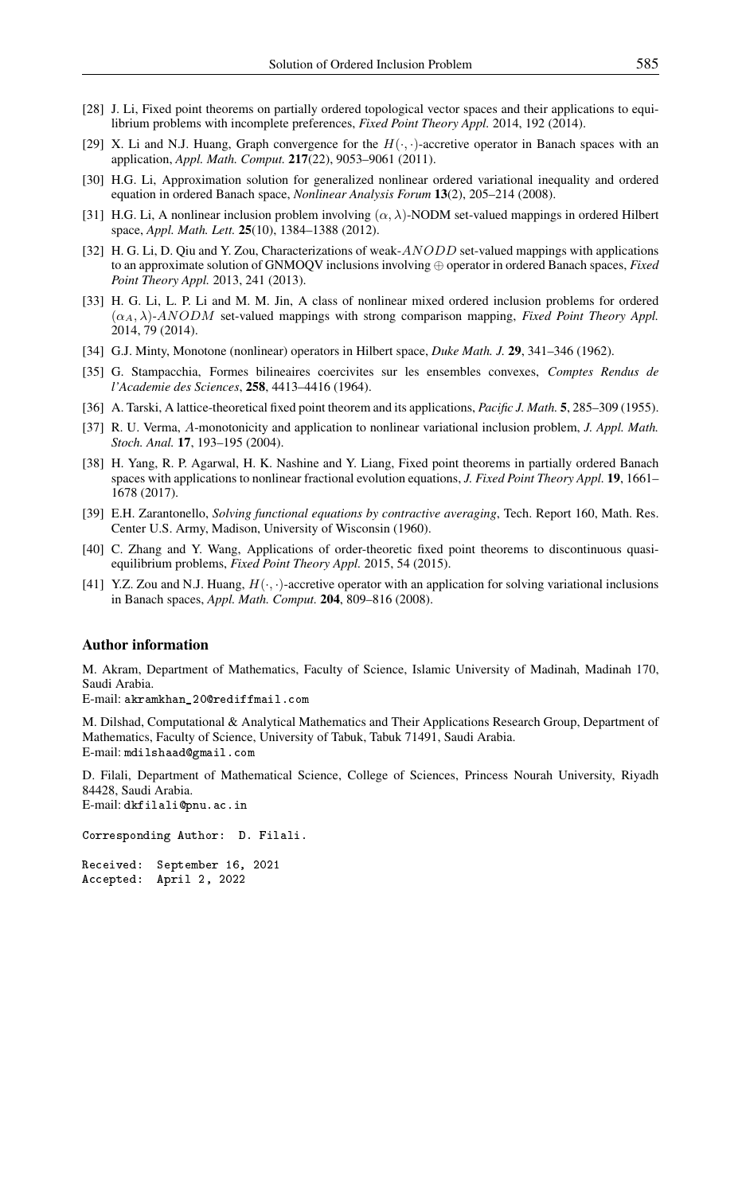[28] J. Li, Fixed point theorems on partially ordered topological vector spaces and their applications to equilibrium problems with incomplete preferences, *Fixed Point Theory Appl.* 2014, 192 (2014).

[29] X. Li and N.J. Huang, Graph convergence for the $H(\cdot,\cdot)$-accretive operator in Banach spaces with an application, *Appl. Math. Comput.* **217**(22), 9053–9061 (2011).

[30] H.G. Li, Approximation solution for generalized nonlinear ordered variational inequality and ordered equation in ordered Banach space, *Nonlinear Analysis Forum* **13**(2), 205–214 (2008).

[31] H.G. Li, A nonlinear inclusion problem involving $(\alpha, \lambda)$-NODM set-valued mappings in ordered Hilbert space, *Appl. Math. Lett.* **25**(10), 1384–1388 (2012).

[32] H. G. Li, D. Qiu and Y. Zou, Characterizations of weak-$ANODD$ set-valued mappings with applications to an approximate solution of GNMOQV inclusions involving $\oplus$ operator in ordered Banach spaces, *Fixed Point Theory Appl.* 2013, 241 (2013).

[33] H. G. Li, L. P. Li and M. M. Jin, A class of nonlinear mixed ordered inclusion problems for ordered $(\alpha_A, \lambda)$-$ANODM$ set-valued mappings with strong comparison mapping, *Fixed Point Theory Appl.* 2014, 79 (2014).

[34] G.J. Minty, Monotone (nonlinear) operators in Hilbert space, *Duke Math. J.* **29**, 341–346 (1962).

[35] G. Stampacchia, Formes bilineaires coercivites sur les ensembles convexes, *Comptes Rendus de l'Academie des Sciences*, **258**, 4413–4416 (1964).

[36] A. Tarski, A lattice-theoretical fixed point theorem and its applications, *Pacific J. Math.* **5**, 285–309 (1955).

[37] R. U. Verma, $A$-monotonicity and application to nonlinear variational inclusion problem, *J. Appl. Math. Stoch. Anal.* **17**, 193–195 (2004).

[38] H. Yang, R. P. Agarwal, H. K. Nashine and Y. Liang, Fixed point theorems in partially ordered Banach spaces with applications to nonlinear fractional evolution equations, *J. Fixed Point Theory Appl.* **19**, 1661–1678 (2017).

[39] E.H. Zarantonello, *Solving functional equations by contractive averaging*, Tech. Report 160, Math. Res. Center U.S. Army, Madison, University of Wisconsin (1960).

[40] C. Zhang and Y. Wang, Applications of order-theoretic fixed point theorems to discontinuous quasi-equilibrium problems, *Fixed Point Theory Appl.* 2015, 54 (2015).

[41] Y.Z. Zou and N.J. Huang, $H(\cdot,\cdot)$-accretive operator with an application for solving variational inclusions in Banach spaces, *Appl. Math. Comput.* **204**, 809–816 (2008).

### Author information

M. Akram, Department of Mathematics, Faculty of Science, Islamic University of Madinah, Madinah 170, Saudi Arabia.
E-mail: akramkhan_20@rediffmail.com

M. Dilshad, Computational & Analytical Mathematics and Their Applications Research Group, Department of Mathematics, Faculty of Science, University of Tabuk, Tabuk 71491, Saudi Arabia.
E-mail: mdilshaad@gmail.com

D. Filali, Department of Mathematical Science, College of Sciences, Princess Nourah University, Riyadh 84428, Saudi Arabia.
E-mail: dkfilali@pnu.ac.in

Corresponding Author: D. Filali.

Received: September 16, 2021
Accepted: April 2, 2022